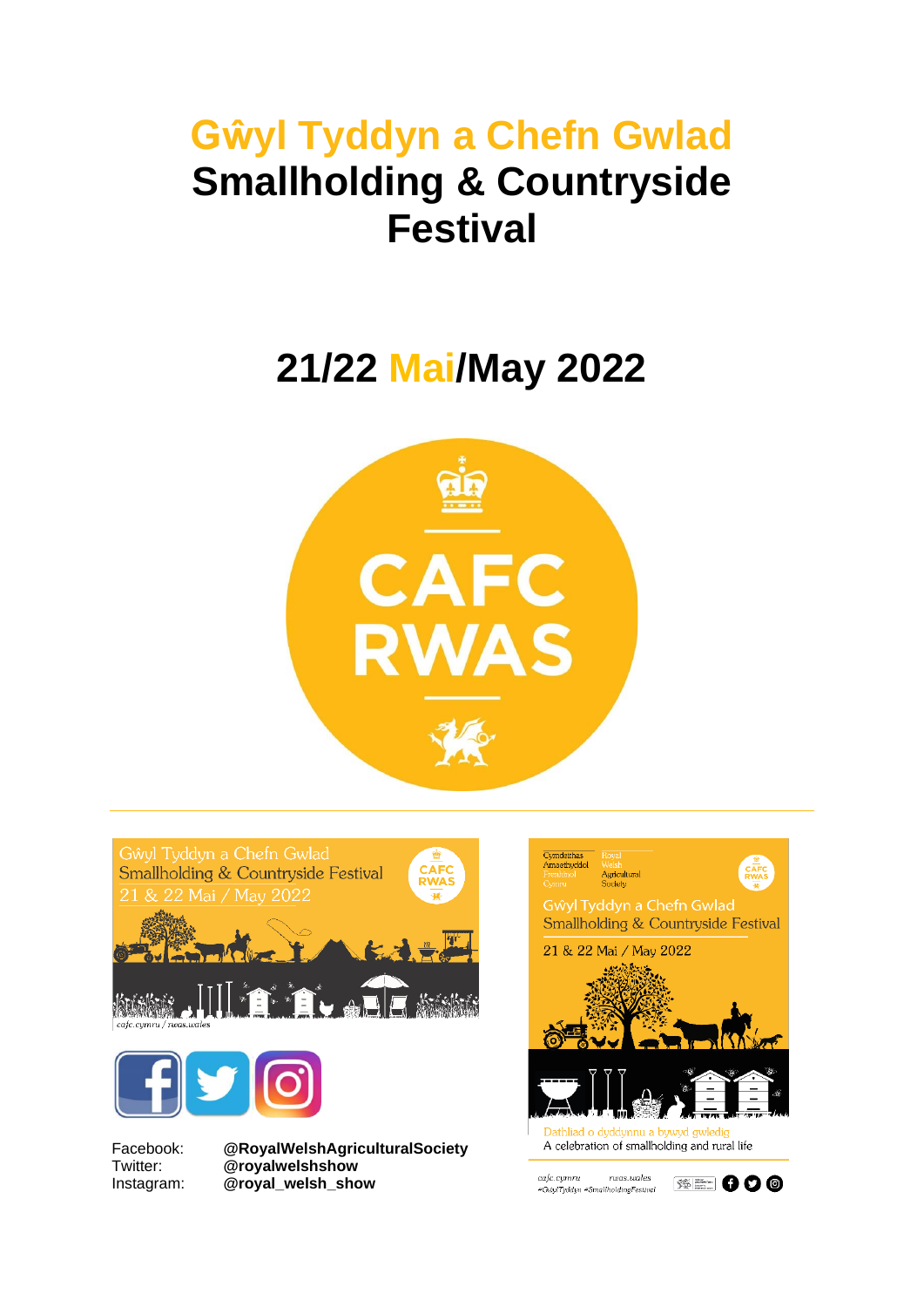# Gŵyl Tyddyn a Chefn Gwlad
# Smallholding & Countryside Festival

## 21/22 Mai/May 2022

Facebook: **@RoyalWelshAgriculturalSociety**
Twitter: **@royalwelshshow**
Instagram: **@royal_welsh_show**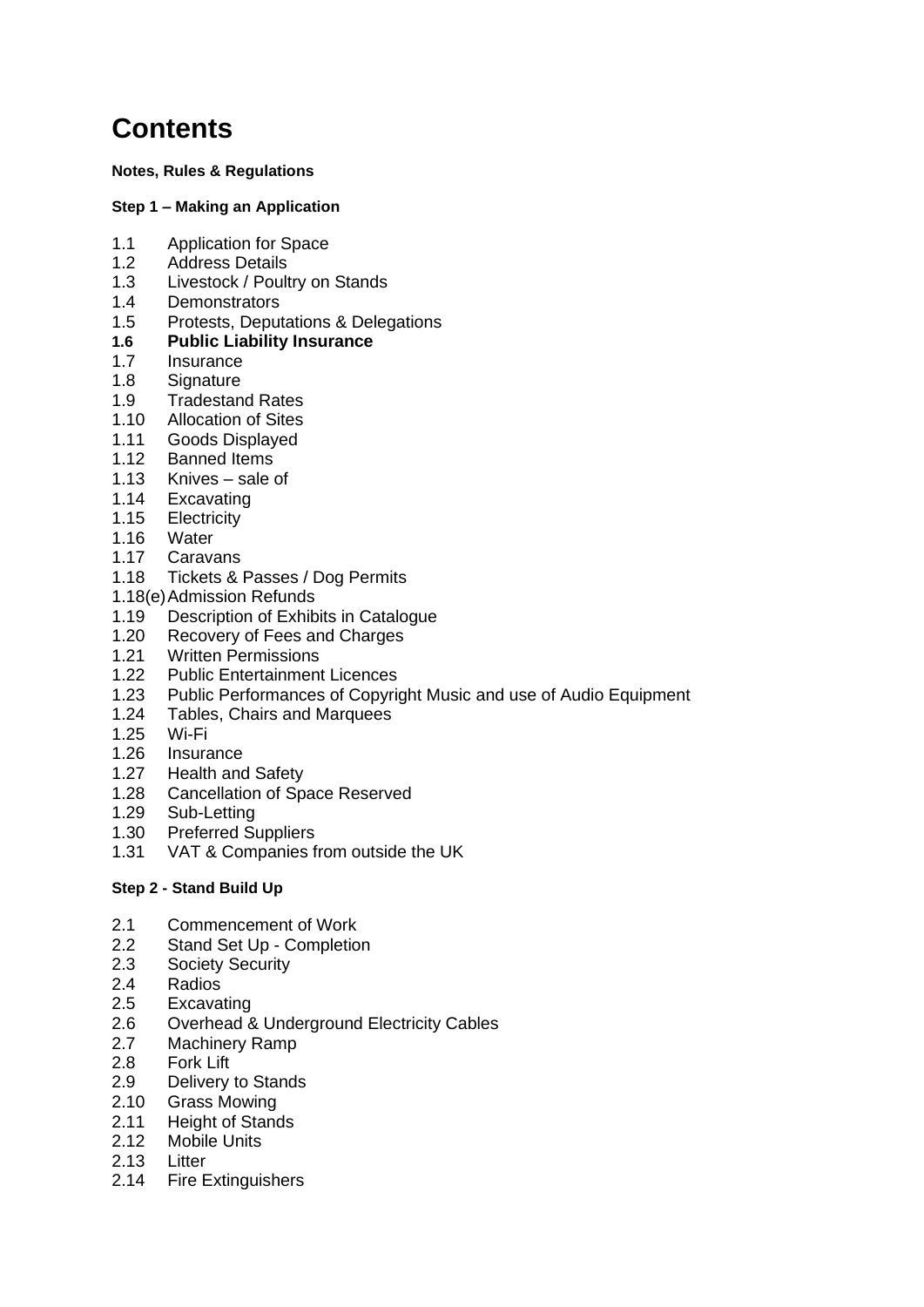# Contents

**Notes, Rules & Regulations**

**Step 1 – Making an Application**

1.1 Application for Space
1.2 Address Details
1.3 Livestock / Poultry on Stands
1.4 Demonstrators
1.5 Protests, Deputations & Delegations
**1.6 Public Liability Insurance**
1.7 Insurance
1.8 Signature
1.9 Tradestand Rates
1.10 Allocation of Sites
1.11 Goods Displayed
1.12 Banned Items
1.13 Knives – sale of
1.14 Excavating
1.15 Electricity
1.16 Water
1.17 Caravans
1.18 Tickets & Passes / Dog Permits
1.18(e) Admission Refunds
1.19 Description of Exhibits in Catalogue
1.20 Recovery of Fees and Charges
1.21 Written Permissions
1.22 Public Entertainment Licences
1.23 Public Performances of Copyright Music and use of Audio Equipment
1.24 Tables, Chairs and Marquees
1.25 Wi-Fi
1.26 Insurance
1.27 Health and Safety
1.28 Cancellation of Space Reserved
1.29 Sub-Letting
1.30 Preferred Suppliers
1.31 VAT & Companies from outside the UK

**Step 2 - Stand Build Up**

2.1 Commencement of Work
2.2 Stand Set Up - Completion
2.3 Society Security
2.4 Radios
2.5 Excavating
2.6 Overhead & Underground Electricity Cables
2.7 Machinery Ramp
2.8 Fork Lift
2.9 Delivery to Stands
2.10 Grass Mowing
2.11 Height of Stands
2.12 Mobile Units
2.13 Litter
2.14 Fire Extinguishers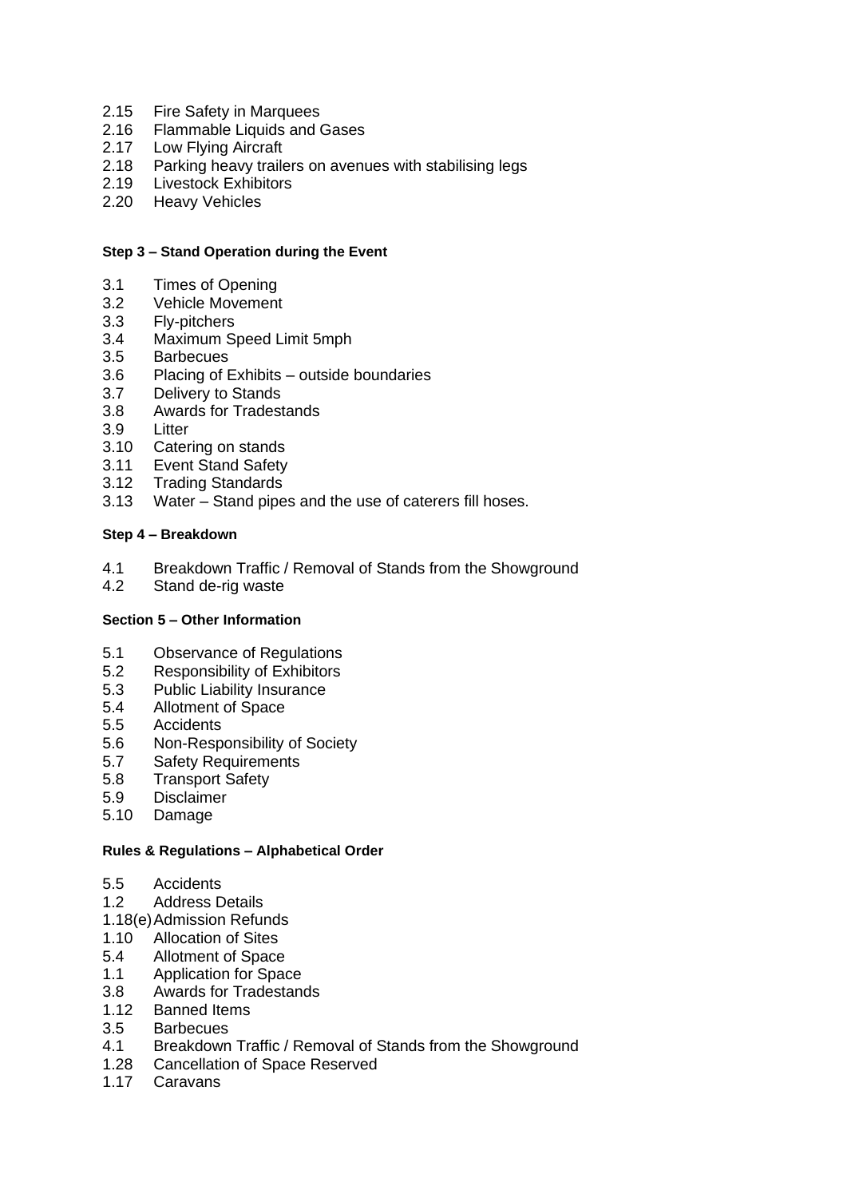2.15 Fire Safety in Marquees
2.16 Flammable Liquids and Gases
2.17 Low Flying Aircraft
2.18 Parking heavy trailers on avenues with stabilising legs
2.19 Livestock Exhibitors
2.20 Heavy Vehicles

**Step 3 – Stand Operation during the Event**

3.1 Times of Opening
3.2 Vehicle Movement
3.3 Fly-pitchers
3.4 Maximum Speed Limit 5mph
3.5 Barbecues
3.6 Placing of Exhibits – outside boundaries
3.7 Delivery to Stands
3.8 Awards for Tradestands
3.9 Litter
3.10 Catering on stands
3.11 Event Stand Safety
3.12 Trading Standards
3.13 Water – Stand pipes and the use of caterers fill hoses.

**Step 4 – Breakdown**

4.1 Breakdown Traffic / Removal of Stands from the Showground
4.2 Stand de-rig waste

**Section 5 – Other Information**

5.1 Observance of Regulations
5.2 Responsibility of Exhibitors
5.3 Public Liability Insurance
5.4 Allotment of Space
5.5 Accidents
5.6 Non-Responsibility of Society
5.7 Safety Requirements
5.8 Transport Safety
5.9 Disclaimer
5.10 Damage

**Rules & Regulations – Alphabetical Order**

5.5 Accidents
1.2 Address Details
1.18(e) Admission Refunds
1.10 Allocation of Sites
5.4 Allotment of Space
1.1 Application for Space
3.8 Awards for Tradestands
1.12 Banned Items
3.5 Barbecues
4.1 Breakdown Traffic / Removal of Stands from the Showground
1.28 Cancellation of Space Reserved
1.17 Caravans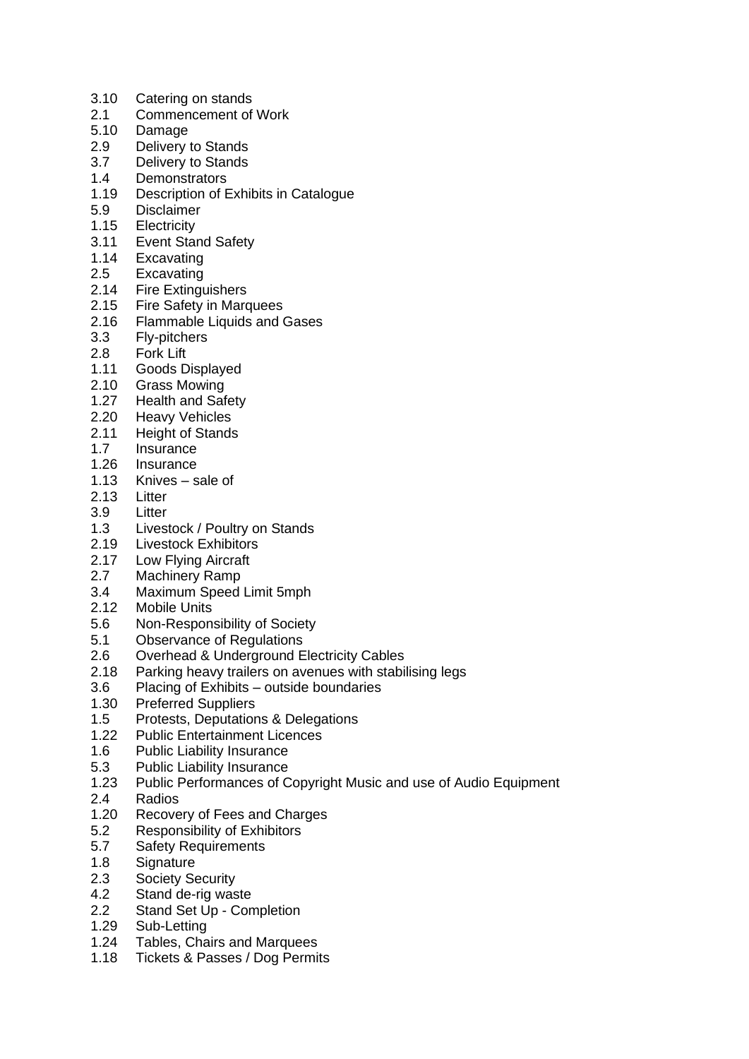3.10 Catering on stands
2.1 Commencement of Work
5.10 Damage
2.9 Delivery to Stands
3.7 Delivery to Stands
1.4 Demonstrators
1.19 Description of Exhibits in Catalogue
5.9 Disclaimer
1.15 Electricity
3.11 Event Stand Safety
1.14 Excavating
2.5 Excavating
2.14 Fire Extinguishers
2.15 Fire Safety in Marquees
2.16 Flammable Liquids and Gases
3.3 Fly-pitchers
2.8 Fork Lift
1.11 Goods Displayed
2.10 Grass Mowing
1.27 Health and Safety
2.20 Heavy Vehicles
2.11 Height of Stands
1.7 Insurance
1.26 Insurance
1.13 Knives – sale of
2.13 Litter
3.9 Litter
1.3 Livestock / Poultry on Stands
2.19 Livestock Exhibitors
2.17 Low Flying Aircraft
2.7 Machinery Ramp
3.4 Maximum Speed Limit 5mph
2.12 Mobile Units
5.6 Non-Responsibility of Society
5.1 Observance of Regulations
2.6 Overhead & Underground Electricity Cables
2.18 Parking heavy trailers on avenues with stabilising legs
3.6 Placing of Exhibits – outside boundaries
1.30 Preferred Suppliers
1.5 Protests, Deputations & Delegations
1.22 Public Entertainment Licences
1.6 Public Liability Insurance
5.3 Public Liability Insurance
1.23 Public Performances of Copyright Music and use of Audio Equipment
2.4 Radios
1.20 Recovery of Fees and Charges
5.2 Responsibility of Exhibitors
5.7 Safety Requirements
1.8 Signature
2.3 Society Security
4.2 Stand de-rig waste
2.2 Stand Set Up - Completion
1.29 Sub-Letting
1.24 Tables, Chairs and Marquees
1.18 Tickets & Passes / Dog Permits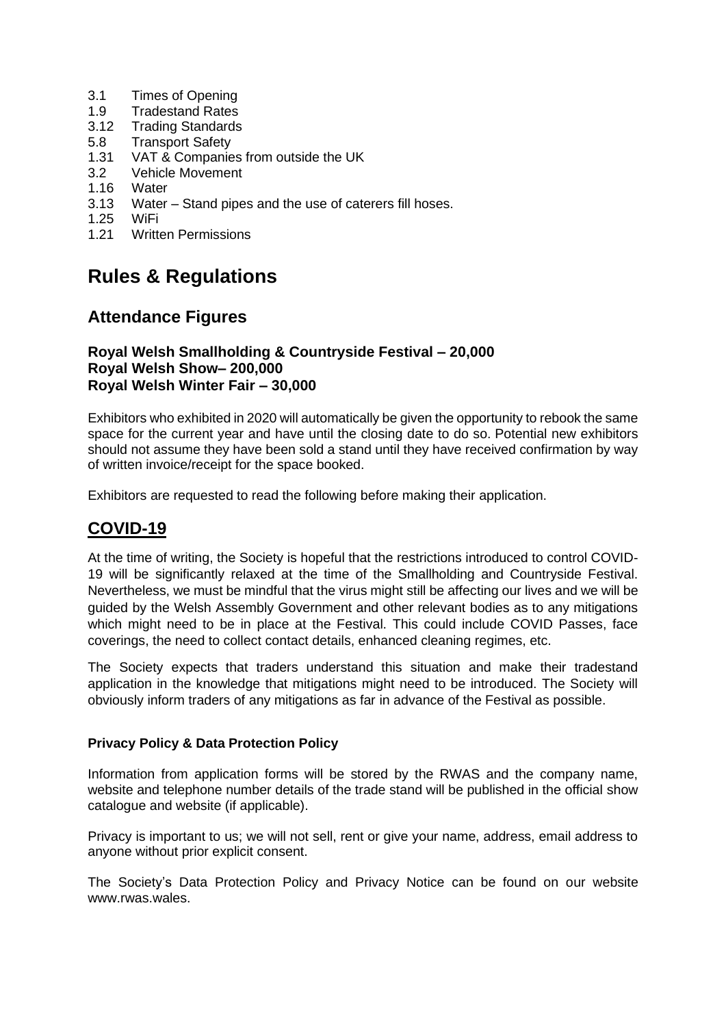3.1 Times of Opening
1.9 Tradestand Rates
3.12 Trading Standards
5.8 Transport Safety
1.31 VAT & Companies from outside the UK
3.2 Vehicle Movement
1.16 Water
3.13 Water – Stand pipes and the use of caterers fill hoses.
1.25 WiFi
1.21 Written Permissions

# Rules & Regulations

## Attendance Figures

**Royal Welsh Smallholding & Countryside Festival – 20,000**
**Royal Welsh Show– 200,000**
**Royal Welsh Winter Fair – 30,000**

Exhibitors who exhibited in 2020 will automatically be given the opportunity to rebook the same space for the current year and have until the closing date to do so. Potential new exhibitors should not assume they have been sold a stand until they have received confirmation by way of written invoice/receipt for the space booked.

Exhibitors are requested to read the following before making their application.

## COVID-19

At the time of writing, the Society is hopeful that the restrictions introduced to control COVID-19 will be significantly relaxed at the time of the Smallholding and Countryside Festival. Nevertheless, we must be mindful that the virus might still be affecting our lives and we will be guided by the Welsh Assembly Government and other relevant bodies as to any mitigations which might need to be in place at the Festival. This could include COVID Passes, face coverings, the need to collect contact details, enhanced cleaning regimes, etc.

The Society expects that traders understand this situation and make their tradestand application in the knowledge that mitigations might need to be introduced. The Society will obviously inform traders of any mitigations as far in advance of the Festival as possible.

**Privacy Policy & Data Protection Policy**

Information from application forms will be stored by the RWAS and the company name, website and telephone number details of the trade stand will be published in the official show catalogue and website (if applicable).

Privacy is important to us; we will not sell, rent or give your name, address, email address to anyone without prior explicit consent.

The Society's Data Protection Policy and Privacy Notice can be found on our website www.rwas.wales.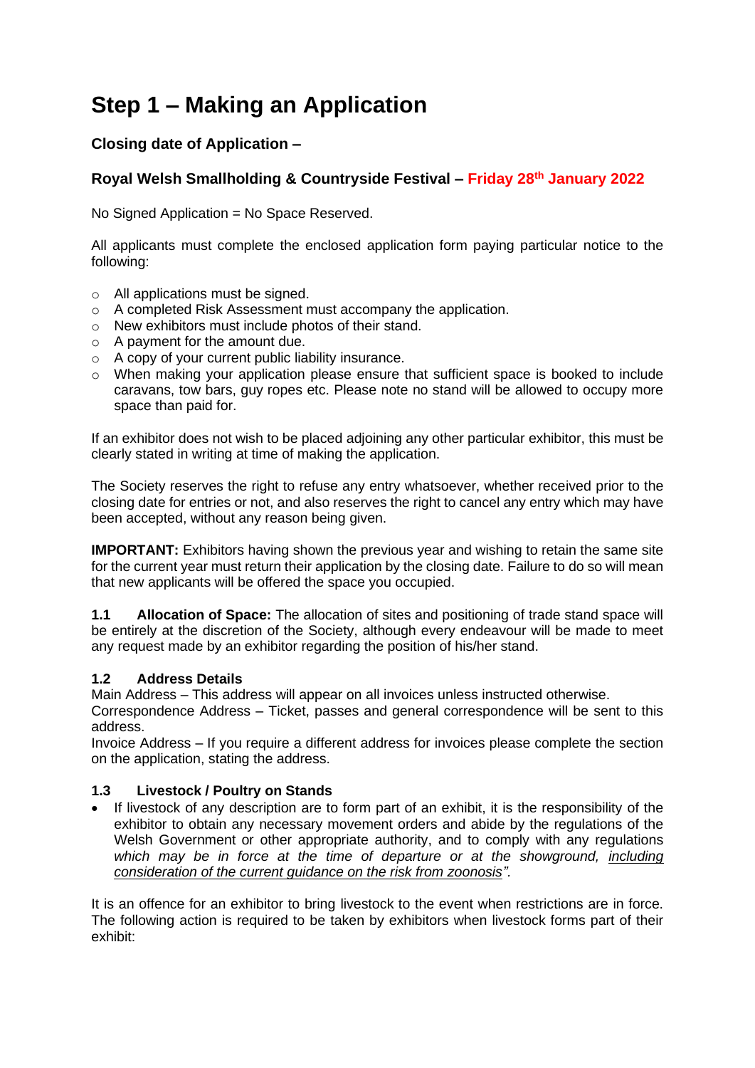# Step 1 – Making an Application

### Closing date of Application –

### Royal Welsh Smallholding & Countryside Festival – Friday 28th January 2022

No Signed Application = No Space Reserved.

All applicants must complete the enclosed application form paying particular notice to the following:

- All applications must be signed.
- A completed Risk Assessment must accompany the application.
- New exhibitors must include photos of their stand.
- A payment for the amount due.
- A copy of your current public liability insurance.
- When making your application please ensure that sufficient space is booked to include caravans, tow bars, guy ropes etc. Please note no stand will be allowed to occupy more space than paid for.

If an exhibitor does not wish to be placed adjoining any other particular exhibitor, this must be clearly stated in writing at time of making the application.

The Society reserves the right to refuse any entry whatsoever, whether received prior to the closing date for entries or not, and also reserves the right to cancel any entry which may have been accepted, without any reason being given.

**IMPORTANT:** Exhibitors having shown the previous year and wishing to retain the same site for the current year must return their application by the closing date. Failure to do so will mean that new applicants will be offered the space you occupied.

**1.1 Allocation of Space:** The allocation of sites and positioning of trade stand space will be entirely at the discretion of the Society, although every endeavour will be made to meet any request made by an exhibitor regarding the position of his/her stand.

#### 1.2 Address Details

Main Address – This address will appear on all invoices unless instructed otherwise.
Correspondence Address – Ticket, passes and general correspondence will be sent to this address.
Invoice Address – If you require a different address for invoices please complete the section on the application, stating the address.

#### 1.3 Livestock / Poultry on Stands

- If livestock of any description are to form part of an exhibit, it is the responsibility of the exhibitor to obtain any necessary movement orders and abide by the regulations of the Welsh Government or other appropriate authority, and to comply with any regulations *which may be in force at the time of departure or at the showground, including consideration of the current guidance on the risk from zoonosis".*

It is an offence for an exhibitor to bring livestock to the event when restrictions are in force. The following action is required to be taken by exhibitors when livestock forms part of their exhibit: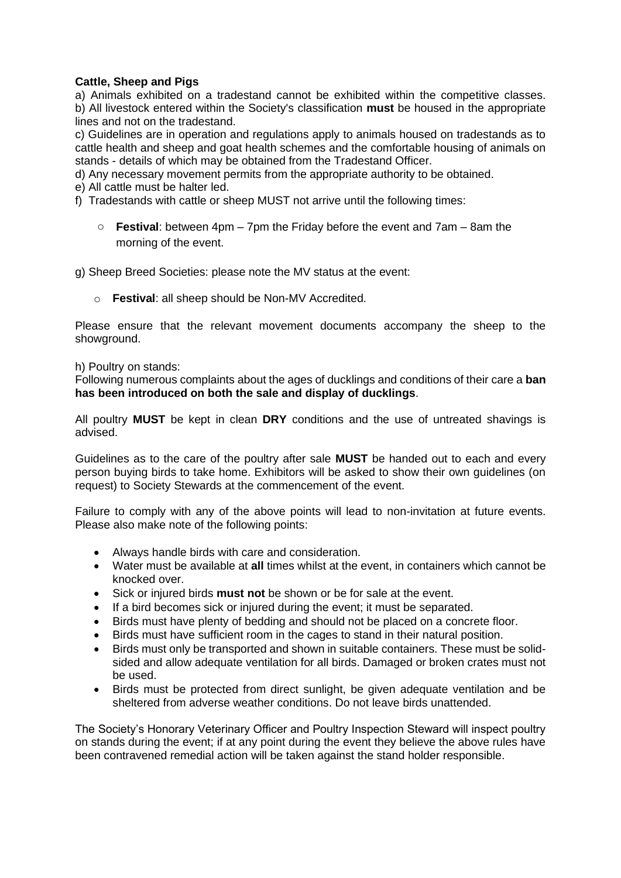**Cattle, Sheep and Pigs**

a) Animals exhibited on a tradestand cannot be exhibited within the competitive classes.
b) All livestock entered within the Society's classification **must** be housed in the appropriate lines and not on the tradestand.
c) Guidelines are in operation and regulations apply to animals housed on tradestands as to cattle health and sheep and goat health schemes and the comfortable housing of animals on stands - details of which may be obtained from the Tradestand Officer.
d) Any necessary movement permits from the appropriate authority to be obtained.
e) All cattle must be halter led.
f) Tradestands with cattle or sheep MUST not arrive until the following times:

- **Festival**: between 4pm – 7pm the Friday before the event and 7am – 8am the morning of the event.

g) Sheep Breed Societies: please note the MV status at the event:

- **Festival**: all sheep should be Non-MV Accredited.

Please ensure that the relevant movement documents accompany the sheep to the showground.

h) Poultry on stands:
Following numerous complaints about the ages of ducklings and conditions of their care a **ban has been introduced on both the sale and display of ducklings**.

All poultry **MUST** be kept in clean **DRY** conditions and the use of untreated shavings is advised.

Guidelines as to the care of the poultry after sale **MUST** be handed out to each and every person buying birds to take home. Exhibitors will be asked to show their own guidelines (on request) to Society Stewards at the commencement of the event.

Failure to comply with any of the above points will lead to non-invitation at future events. Please also make note of the following points:

- Always handle birds with care and consideration.
- Water must be available at **all** times whilst at the event, in containers which cannot be knocked over.
- Sick or injured birds **must not** be shown or be for sale at the event.
- If a bird becomes sick or injured during the event; it must be separated.
- Birds must have plenty of bedding and should not be placed on a concrete floor.
- Birds must have sufficient room in the cages to stand in their natural position.
- Birds must only be transported and shown in suitable containers. These must be solid-sided and allow adequate ventilation for all birds. Damaged or broken crates must not be used.
- Birds must be protected from direct sunlight, be given adequate ventilation and be sheltered from adverse weather conditions. Do not leave birds unattended.

The Society's Honorary Veterinary Officer and Poultry Inspection Steward will inspect poultry on stands during the event; if at any point during the event they believe the above rules have been contravened remedial action will be taken against the stand holder responsible.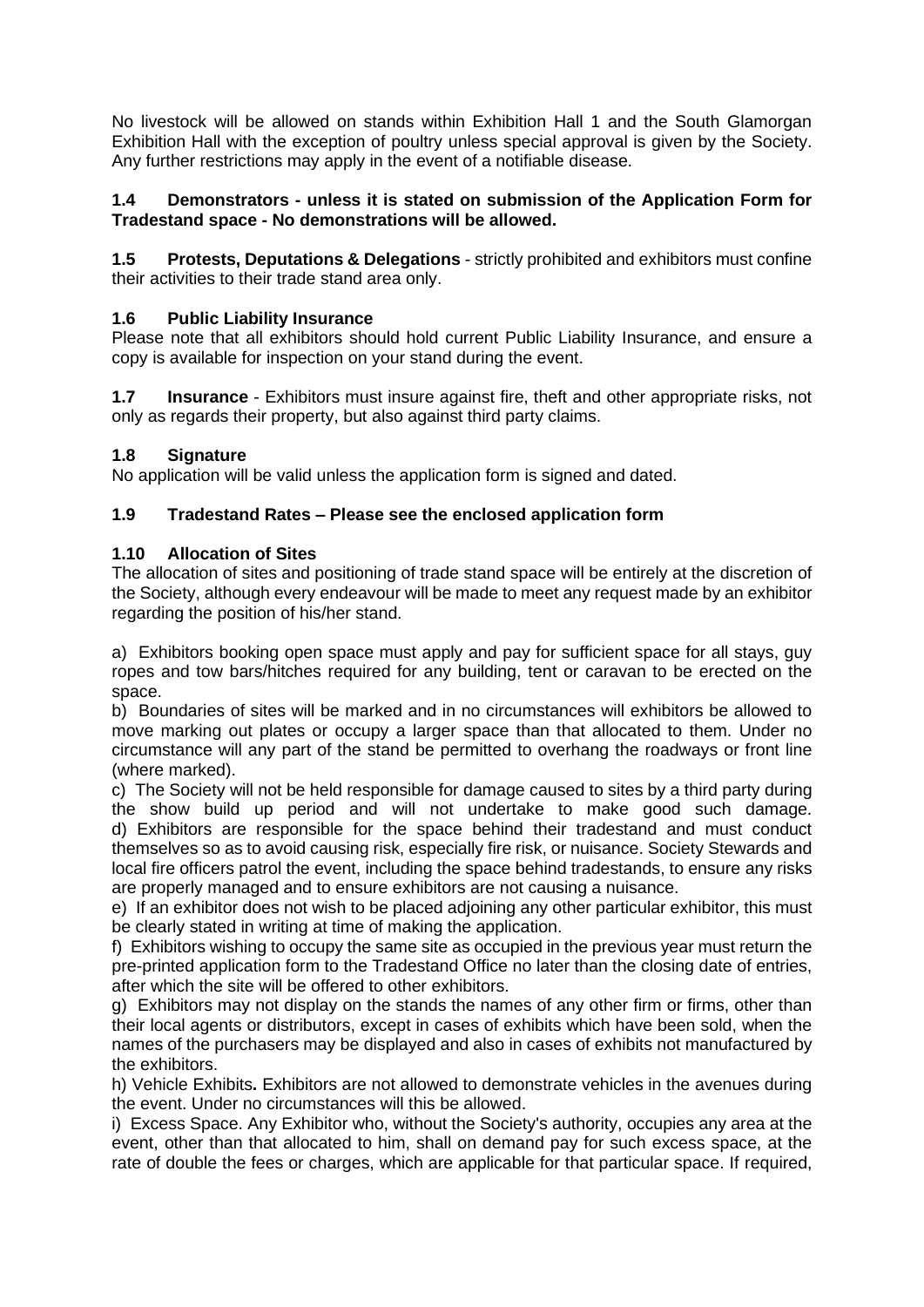No livestock will be allowed on stands within Exhibition Hall 1 and the South Glamorgan Exhibition Hall with the exception of poultry unless special approval is given by the Society. Any further restrictions may apply in the event of a notifiable disease.

**1.4 Demonstrators - unless it is stated on submission of the Application Form for Tradestand space - No demonstrations will be allowed.**

**1.5 Protests, Deputations & Delegations** - strictly prohibited and exhibitors must confine their activities to their trade stand area only.

**1.6 Public Liability Insurance**
Please note that all exhibitors should hold current Public Liability Insurance, and ensure a copy is available for inspection on your stand during the event.

**1.7 Insurance** - Exhibitors must insure against fire, theft and other appropriate risks, not only as regards their property, but also against third party claims.

**1.8 Signature**
No application will be valid unless the application form is signed and dated.

**1.9 Tradestand Rates – Please see the enclosed application form**

**1.10 Allocation of Sites**
The allocation of sites and positioning of trade stand space will be entirely at the discretion of the Society, although every endeavour will be made to meet any request made by an exhibitor regarding the position of his/her stand.

a) Exhibitors booking open space must apply and pay for sufficient space for all stays, guy ropes and tow bars/hitches required for any building, tent or caravan to be erected on the space.
b) Boundaries of sites will be marked and in no circumstances will exhibitors be allowed to move marking out plates or occupy a larger space than that allocated to them. Under no circumstance will any part of the stand be permitted to overhang the roadways or front line (where marked).
c) The Society will not be held responsible for damage caused to sites by a third party during the show build up period and will not undertake to make good such damage.
d) Exhibitors are responsible for the space behind their tradestand and must conduct themselves so as to avoid causing risk, especially fire risk, or nuisance. Society Stewards and local fire officers patrol the event, including the space behind tradestands, to ensure any risks are properly managed and to ensure exhibitors are not causing a nuisance.
e) If an exhibitor does not wish to be placed adjoining any other particular exhibitor, this must be clearly stated in writing at time of making the application.
f) Exhibitors wishing to occupy the same site as occupied in the previous year must return the pre-printed application form to the Tradestand Office no later than the closing date of entries, after which the site will be offered to other exhibitors.
g) Exhibitors may not display on the stands the names of any other firm or firms, other than their local agents or distributors, except in cases of exhibits which have been sold, when the names of the purchasers may be displayed and also in cases of exhibits not manufactured by the exhibitors.
h) Vehicle Exhibits**.** Exhibitors are not allowed to demonstrate vehicles in the avenues during the event. Under no circumstances will this be allowed.
i) Excess Space. Any Exhibitor who, without the Society's authority, occupies any area at the event, other than that allocated to him, shall on demand pay for such excess space, at the rate of double the fees or charges, which are applicable for that particular space. If required,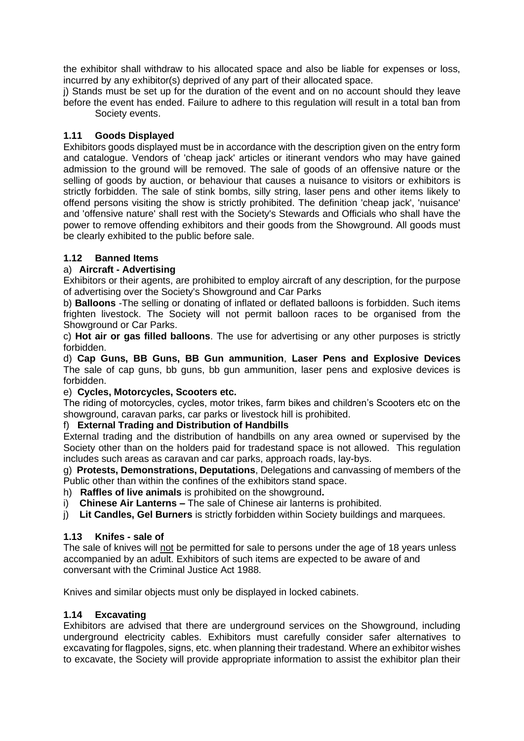the exhibitor shall withdraw to his allocated space and also be liable for expenses or loss, incurred by any exhibitor(s) deprived of any part of their allocated space.

j) Stands must be set up for the duration of the event and on no account should they leave before the event has ended. Failure to adhere to this regulation will result in a total ban from Society events.

### 1.11 Goods Displayed

Exhibitors goods displayed must be in accordance with the description given on the entry form and catalogue. Vendors of 'cheap jack' articles or itinerant vendors who may have gained admission to the ground will be removed. The sale of goods of an offensive nature or the selling of goods by auction, or behaviour that causes a nuisance to visitors or exhibitors is strictly forbidden. The sale of stink bombs, silly string, laser pens and other items likely to offend persons visiting the show is strictly prohibited. The definition 'cheap jack', 'nuisance' and 'offensive nature' shall rest with the Society's Stewards and Officials who shall have the power to remove offending exhibitors and their goods from the Showground. All goods must be clearly exhibited to the public before sale.

### 1.12 Banned Items

a) **Aircraft - Advertising**

Exhibitors or their agents, are prohibited to employ aircraft of any description, for the purpose of advertising over the Society's Showground and Car Parks

b) **Balloons** -The selling or donating of inflated or deflated balloons is forbidden. Such items frighten livestock. The Society will not permit balloon races to be organised from the Showground or Car Parks.

c) **Hot air or gas filled balloons**. The use for advertising or any other purposes is strictly forbidden.

d) **Cap Guns, BB Guns, BB Gun ammunition**, **Laser Pens and Explosive Devices** The sale of cap guns, bb guns, bb gun ammunition, laser pens and explosive devices is forbidden.

e) **Cycles, Motorcycles, Scooters etc.**

The riding of motorcycles, cycles, motor trikes, farm bikes and children's Scooters etc on the showground, caravan parks, car parks or livestock hill is prohibited.

f) **External Trading and Distribution of Handbills**

External trading and the distribution of handbills on any area owned or supervised by the Society other than on the holders paid for tradestand space is not allowed. This regulation includes such areas as caravan and car parks, approach roads, lay-bys.

g) **Protests, Demonstrations, Deputations**, Delegations and canvassing of members of the Public other than within the confines of the exhibitors stand space.

h) **Raffles of live animals** is prohibited on the showground**.**

i) **Chinese Air Lanterns –** The sale of Chinese air lanterns is prohibited.

j) **Lit Candles, Gel Burners** is strictly forbidden within Society buildings and marquees.

### 1.13 Knifes - sale of

The sale of knives will not be permitted for sale to persons under the age of 18 years unless accompanied by an adult. Exhibitors of such items are expected to be aware of and conversant with the Criminal Justice Act 1988.

Knives and similar objects must only be displayed in locked cabinets.

### 1.14 Excavating

Exhibitors are advised that there are underground services on the Showground, including underground electricity cables. Exhibitors must carefully consider safer alternatives to excavating for flagpoles, signs, etc. when planning their tradestand. Where an exhibitor wishes to excavate, the Society will provide appropriate information to assist the exhibitor plan their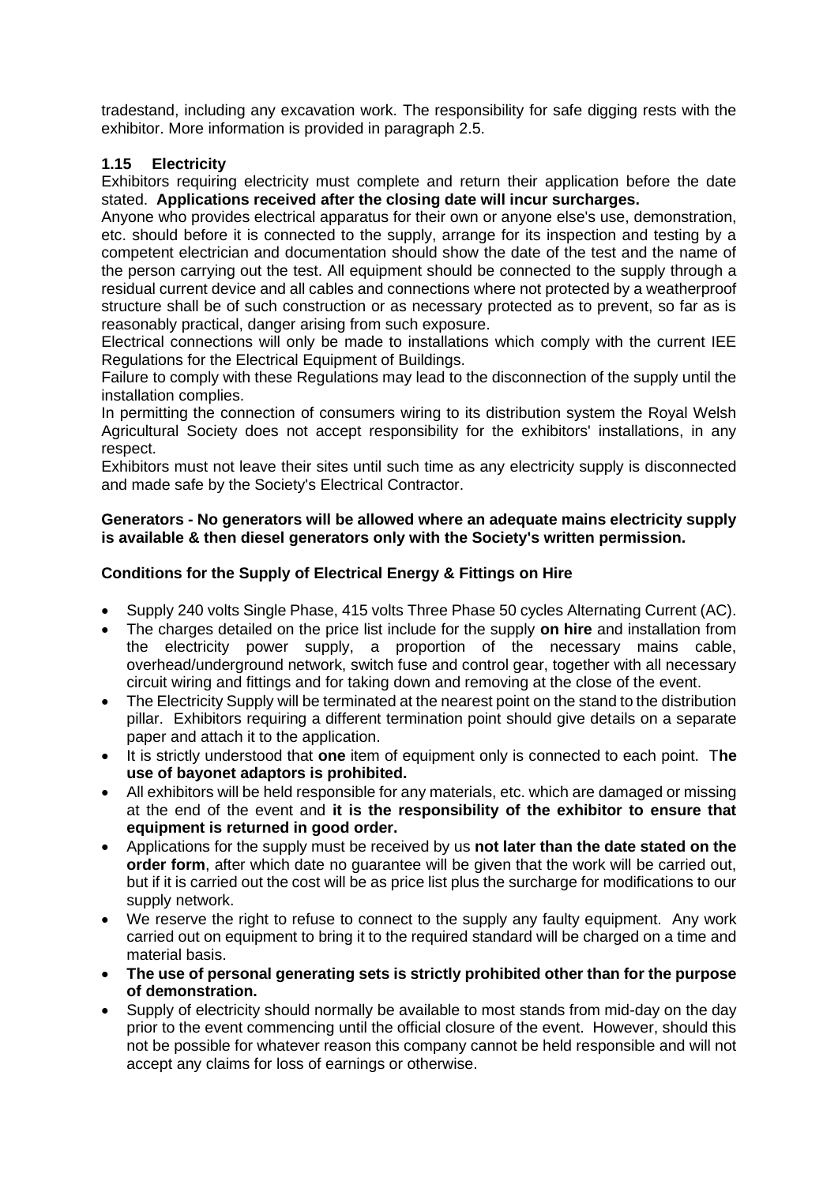tradestand, including any excavation work. The responsibility for safe digging rests with the exhibitor. More information is provided in paragraph 2.5.

### 1.15 Electricity

Exhibitors requiring electricity must complete and return their application before the date stated. **Applications received after the closing date will incur surcharges.**

Anyone who provides electrical apparatus for their own or anyone else's use, demonstration, etc. should before it is connected to the supply, arrange for its inspection and testing by a competent electrician and documentation should show the date of the test and the name of the person carrying out the test. All equipment should be connected to the supply through a residual current device and all cables and connections where not protected by a weatherproof structure shall be of such construction or as necessary protected as to prevent, so far as is reasonably practical, danger arising from such exposure.

Electrical connections will only be made to installations which comply with the current IEE Regulations for the Electrical Equipment of Buildings.

Failure to comply with these Regulations may lead to the disconnection of the supply until the installation complies.

In permitting the connection of consumers wiring to its distribution system the Royal Welsh Agricultural Society does not accept responsibility for the exhibitors' installations, in any respect.

Exhibitors must not leave their sites until such time as any electricity supply is disconnected and made safe by the Society's Electrical Contractor.

**Generators - No generators will be allowed where an adequate mains electricity supply is available & then diesel generators only with the Society's written permission.**

**Conditions for the Supply of Electrical Energy & Fittings on Hire**

- Supply 240 volts Single Phase, 415 volts Three Phase 50 cycles Alternating Current (AC).
- The charges detailed on the price list include for the supply **on hire** and installation from the electricity power supply, a proportion of the necessary mains cable, overhead/underground network, switch fuse and control gear, together with all necessary circuit wiring and fittings and for taking down and removing at the close of the event.
- The Electricity Supply will be terminated at the nearest point on the stand to the distribution pillar. Exhibitors requiring a different termination point should give details on a separate paper and attach it to the application.
- It is strictly understood that **one** item of equipment only is connected to each point. T**he use of bayonet adaptors is prohibited.**
- All exhibitors will be held responsible for any materials, etc. which are damaged or missing at the end of the event and **it is the responsibility of the exhibitor to ensure that equipment is returned in good order.**
- Applications for the supply must be received by us **not later than the date stated on the order form**, after which date no guarantee will be given that the work will be carried out, but if it is carried out the cost will be as price list plus the surcharge for modifications to our supply network.
- We reserve the right to refuse to connect to the supply any faulty equipment. Any work carried out on equipment to bring it to the required standard will be charged on a time and material basis.
- **The use of personal generating sets is strictly prohibited other than for the purpose of demonstration.**
- Supply of electricity should normally be available to most stands from mid-day on the day prior to the event commencing until the official closure of the event. However, should this not be possible for whatever reason this company cannot be held responsible and will not accept any claims for loss of earnings or otherwise.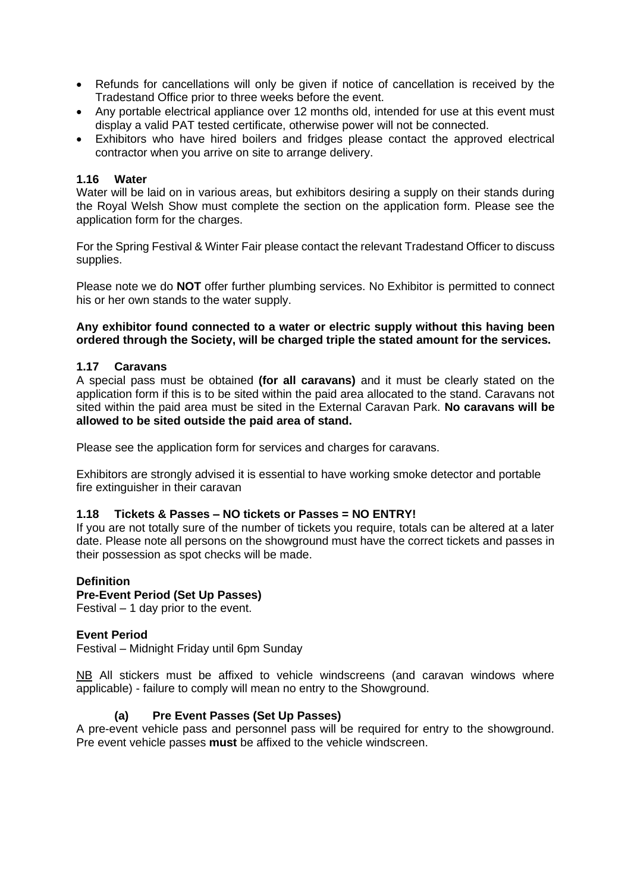- Refunds for cancellations will only be given if notice of cancellation is received by the Tradestand Office prior to three weeks before the event.
- Any portable electrical appliance over 12 months old, intended for use at this event must display a valid PAT tested certificate, otherwise power will not be connected.
- Exhibitors who have hired boilers and fridges please contact the approved electrical contractor when you arrive on site to arrange delivery.

### 1.16 Water

Water will be laid on in various areas, but exhibitors desiring a supply on their stands during the Royal Welsh Show must complete the section on the application form. Please see the application form for the charges.

For the Spring Festival & Winter Fair please contact the relevant Tradestand Officer to discuss supplies.

Please note we do **NOT** offer further plumbing services. No Exhibitor is permitted to connect his or her own stands to the water supply.

**Any exhibitor found connected to a water or electric supply without this having been ordered through the Society, will be charged triple the stated amount for the services.**

### 1.17 Caravans

A special pass must be obtained **(for all caravans)** and it must be clearly stated on the application form if this is to be sited within the paid area allocated to the stand. Caravans not sited within the paid area must be sited in the External Caravan Park. **No caravans will be allowed to be sited outside the paid area of stand.**

Please see the application form for services and charges for caravans.

Exhibitors are strongly advised it is essential to have working smoke detector and portable fire extinguisher in their caravan

### 1.18 Tickets & Passes – NO tickets or Passes = NO ENTRY!

If you are not totally sure of the number of tickets you require, totals can be altered at a later date. Please note all persons on the showground must have the correct tickets and passes in their possession as spot checks will be made.

**Definition**

**Pre-Event Period (Set Up Passes)**
Festival – 1 day prior to the event.

**Event Period**
Festival – Midnight Friday until 6pm Sunday

NB All stickers must be affixed to vehicle windscreens (and caravan windows where applicable) - failure to comply will mean no entry to the Showground.

#### (a) Pre Event Passes (Set Up Passes)

A pre-event vehicle pass and personnel pass will be required for entry to the showground. Pre event vehicle passes **must** be affixed to the vehicle windscreen.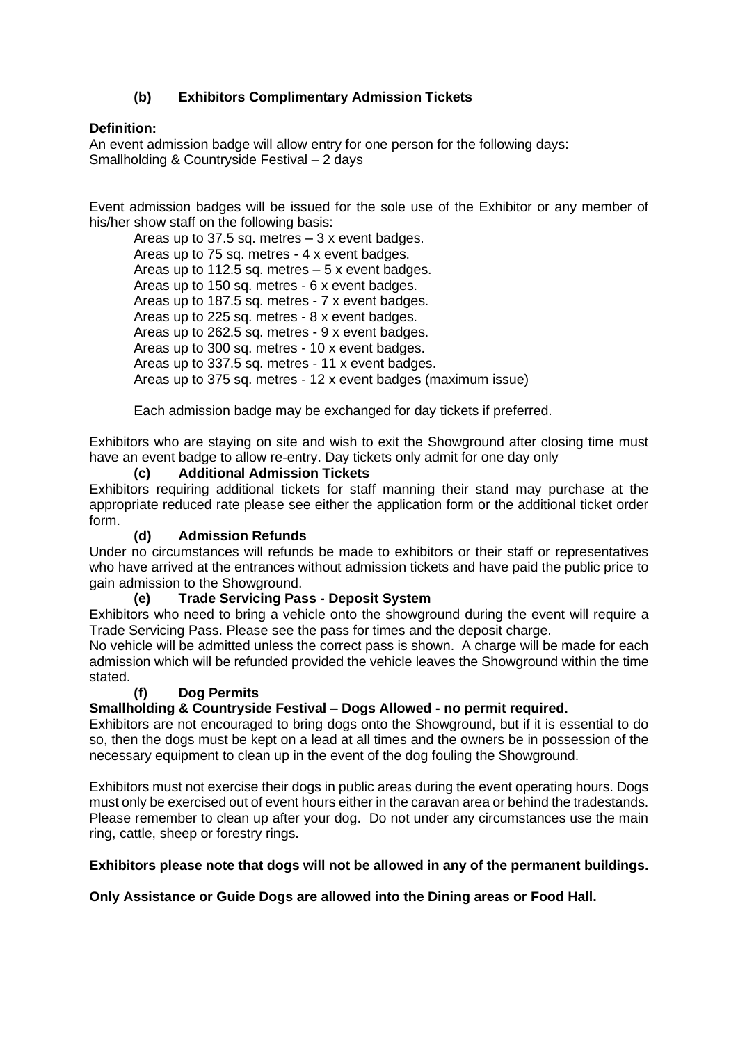### (b) Exhibitors Complimentary Admission Tickets

**Definition:**
An event admission badge will allow entry for one person for the following days:
Smallholding & Countryside Festival – 2 days

Event admission badges will be issued for the sole use of the Exhibitor or any member of his/her show staff on the following basis:

Areas up to 37.5 sq. metres – 3 x event badges.
Areas up to 75 sq. metres - 4 x event badges.
Areas up to 112.5 sq. metres – 5 x event badges.
Areas up to 150 sq. metres - 6 x event badges.
Areas up to 187.5 sq. metres - 7 x event badges.
Areas up to 225 sq. metres - 8 x event badges.
Areas up to 262.5 sq. metres - 9 x event badges.
Areas up to 300 sq. metres - 10 x event badges.
Areas up to 337.5 sq. metres - 11 x event badges.
Areas up to 375 sq. metres - 12 x event badges (maximum issue)

Each admission badge may be exchanged for day tickets if preferred.

Exhibitors who are staying on site and wish to exit the Showground after closing time must have an event badge to allow re-entry. Day tickets only admit for one day only

### (c) Additional Admission Tickets

Exhibitors requiring additional tickets for staff manning their stand may purchase at the appropriate reduced rate please see either the application form or the additional ticket order form.

### (d) Admission Refunds

Under no circumstances will refunds be made to exhibitors or their staff or representatives who have arrived at the entrances without admission tickets and have paid the public price to gain admission to the Showground.

### (e) Trade Servicing Pass - Deposit System

Exhibitors who need to bring a vehicle onto the showground during the event will require a Trade Servicing Pass. Please see the pass for times and the deposit charge.
No vehicle will be admitted unless the correct pass is shown. A charge will be made for each admission which will be refunded provided the vehicle leaves the Showground within the time stated.

### (f) Dog Permits

**Smallholding & Countryside Festival – Dogs Allowed - no permit required.**
Exhibitors are not encouraged to bring dogs onto the Showground, but if it is essential to do so, then the dogs must be kept on a lead at all times and the owners be in possession of the necessary equipment to clean up in the event of the dog fouling the Showground.

Exhibitors must not exercise their dogs in public areas during the event operating hours. Dogs must only be exercised out of event hours either in the caravan area or behind the tradestands. Please remember to clean up after your dog. Do not under any circumstances use the main ring, cattle, sheep or forestry rings.

**Exhibitors please note that dogs will not be allowed in any of the permanent buildings.**

**Only Assistance or Guide Dogs are allowed into the Dining areas or Food Hall.**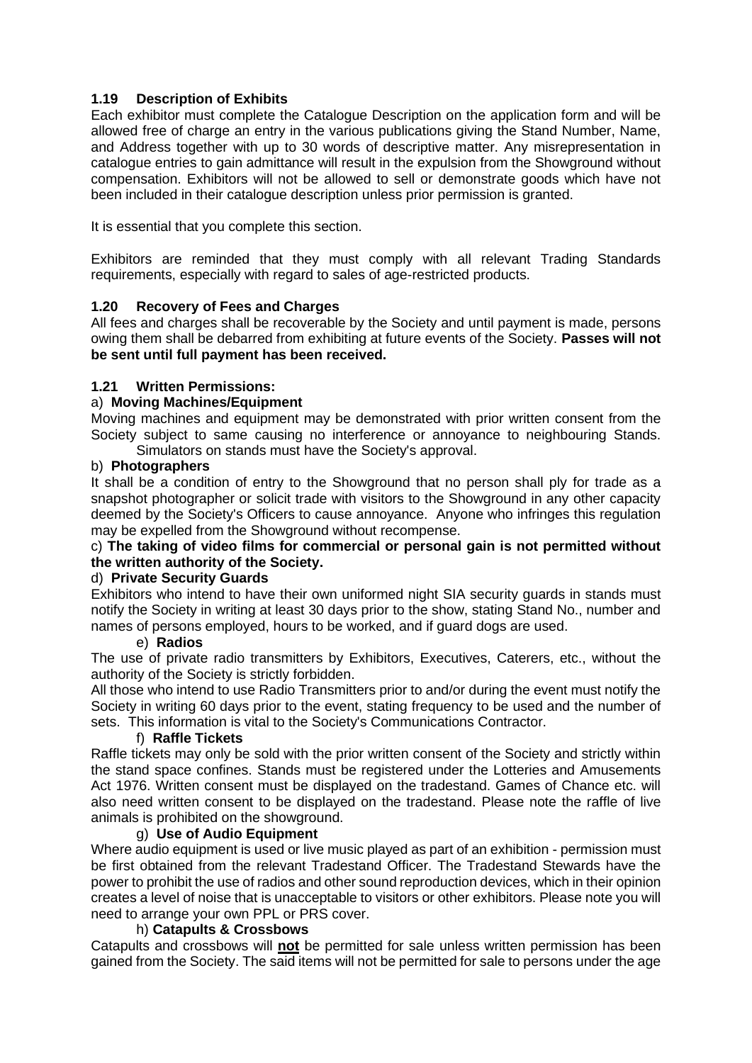### 1.19 Description of Exhibits

Each exhibitor must complete the Catalogue Description on the application form and will be allowed free of charge an entry in the various publications giving the Stand Number, Name, and Address together with up to 30 words of descriptive matter. Any misrepresentation in catalogue entries to gain admittance will result in the expulsion from the Showground without compensation. Exhibitors will not be allowed to sell or demonstrate goods which have not been included in their catalogue description unless prior permission is granted.

It is essential that you complete this section.

Exhibitors are reminded that they must comply with all relevant Trading Standards requirements, especially with regard to sales of age-restricted products.

### 1.20 Recovery of Fees and Charges

All fees and charges shall be recoverable by the Society and until payment is made, persons owing them shall be debarred from exhibiting at future events of the Society. **Passes will not be sent until full payment has been received.**

### 1.21 Written Permissions:

a) **Moving Machines/Equipment**

Moving machines and equipment may be demonstrated with prior written consent from the Society subject to same causing no interference or annoyance to neighbouring Stands. Simulators on stands must have the Society's approval.

b) **Photographers**

It shall be a condition of entry to the Showground that no person shall ply for trade as a snapshot photographer or solicit trade with visitors to the Showground in any other capacity deemed by the Society's Officers to cause annoyance. Anyone who infringes this regulation may be expelled from the Showground without recompense.

c) **The taking of video films for commercial or personal gain is not permitted without the written authority of the Society.**

d) **Private Security Guards**

Exhibitors who intend to have their own uniformed night SIA security guards in stands must notify the Society in writing at least 30 days prior to the show, stating Stand No., number and names of persons employed, hours to be worked, and if guard dogs are used.

e) **Radios**

The use of private radio transmitters by Exhibitors, Executives, Caterers, etc., without the authority of the Society is strictly forbidden.

All those who intend to use Radio Transmitters prior to and/or during the event must notify the Society in writing 60 days prior to the event, stating frequency to be used and the number of sets. This information is vital to the Society's Communications Contractor.

f) **Raffle Tickets**

Raffle tickets may only be sold with the prior written consent of the Society and strictly within the stand space confines. Stands must be registered under the Lotteries and Amusements Act 1976. Written consent must be displayed on the tradestand. Games of Chance etc. will also need written consent to be displayed on the tradestand. Please note the raffle of live animals is prohibited on the showground.

g) **Use of Audio Equipment**

Where audio equipment is used or live music played as part of an exhibition - permission must be first obtained from the relevant Tradestand Officer. The Tradestand Stewards have the power to prohibit the use of radios and other sound reproduction devices, which in their opinion creates a level of noise that is unacceptable to visitors or other exhibitors. Please note you will need to arrange your own PPL or PRS cover.

h) **Catapults & Crossbows**

Catapults and crossbows will **not** be permitted for sale unless written permission has been gained from the Society. The said items will not be permitted for sale to persons under the age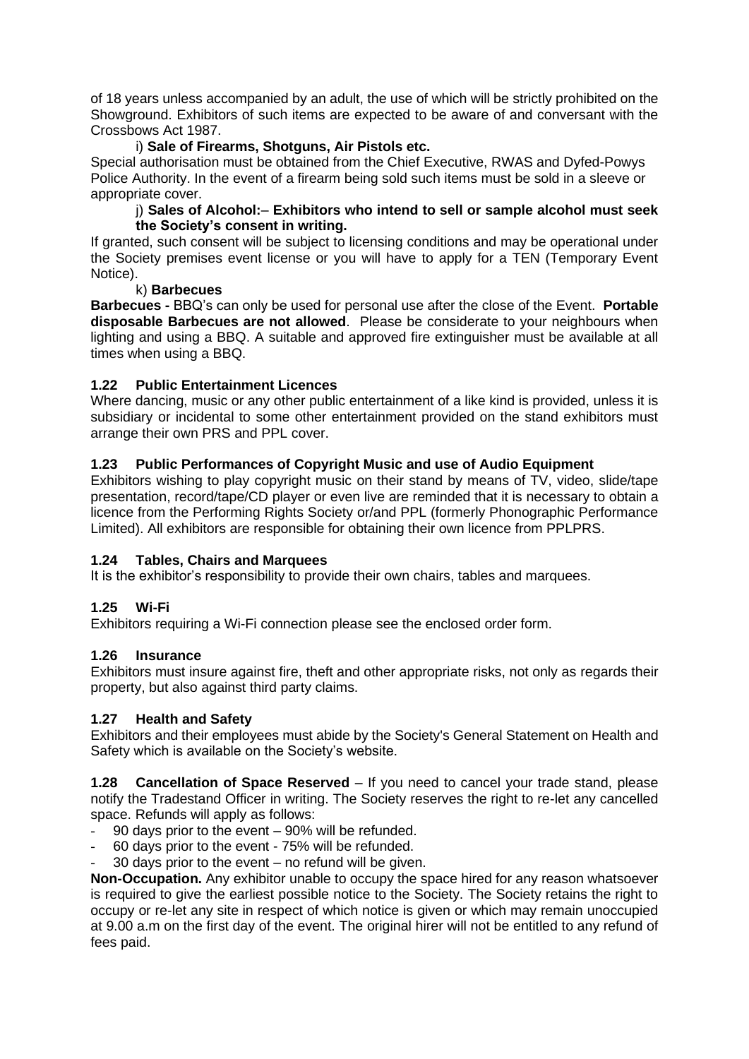of 18 years unless accompanied by an adult, the use of which will be strictly prohibited on the Showground. Exhibitors of such items are expected to be aware of and conversant with the Crossbows Act 1987.

i) **Sale of Firearms, Shotguns, Air Pistols etc.**

Special authorisation must be obtained from the Chief Executive, RWAS and Dyfed-Powys Police Authority. In the event of a firearm being sold such items must be sold in a sleeve or appropriate cover.

j) **Sales of Alcohol:– Exhibitors who intend to sell or sample alcohol must seek the Society's consent in writing.**

If granted, such consent will be subject to licensing conditions and may be operational under the Society premises event license or you will have to apply for a TEN (Temporary Event Notice).

k) **Barbecues**

**Barbecues -** BBQ's can only be used for personal use after the close of the Event. **Portable disposable Barbecues are not allowed**. Please be considerate to your neighbours when lighting and using a BBQ. A suitable and approved fire extinguisher must be available at all times when using a BBQ.

### 1.22 Public Entertainment Licences

Where dancing, music or any other public entertainment of a like kind is provided, unless it is subsidiary or incidental to some other entertainment provided on the stand exhibitors must arrange their own PRS and PPL cover.

### 1.23 Public Performances of Copyright Music and use of Audio Equipment

Exhibitors wishing to play copyright music on their stand by means of TV, video, slide/tape presentation, record/tape/CD player or even live are reminded that it is necessary to obtain a licence from the Performing Rights Society or/and PPL (formerly Phonographic Performance Limited). All exhibitors are responsible for obtaining their own licence from PPLPRS.

### 1.24 Tables, Chairs and Marquees

It is the exhibitor's responsibility to provide their own chairs, tables and marquees.

### 1.25 Wi-Fi

Exhibitors requiring a Wi-Fi connection please see the enclosed order form.

### 1.26 Insurance

Exhibitors must insure against fire, theft and other appropriate risks, not only as regards their property, but also against third party claims.

### 1.27 Health and Safety

Exhibitors and their employees must abide by the Society's General Statement on Health and Safety which is available on the Society's website.

**1.28 Cancellation of Space Reserved** – If you need to cancel your trade stand, please notify the Tradestand Officer in writing. The Society reserves the right to re-let any cancelled space. Refunds will apply as follows:

- 90 days prior to the event – 90% will be refunded.
- 60 days prior to the event - 75% will be refunded.
- 30 days prior to the event – no refund will be given.

**Non-Occupation.** Any exhibitor unable to occupy the space hired for any reason whatsoever is required to give the earliest possible notice to the Society. The Society retains the right to occupy or re-let any site in respect of which notice is given or which may remain unoccupied at 9.00 a.m on the first day of the event. The original hirer will not be entitled to any refund of fees paid.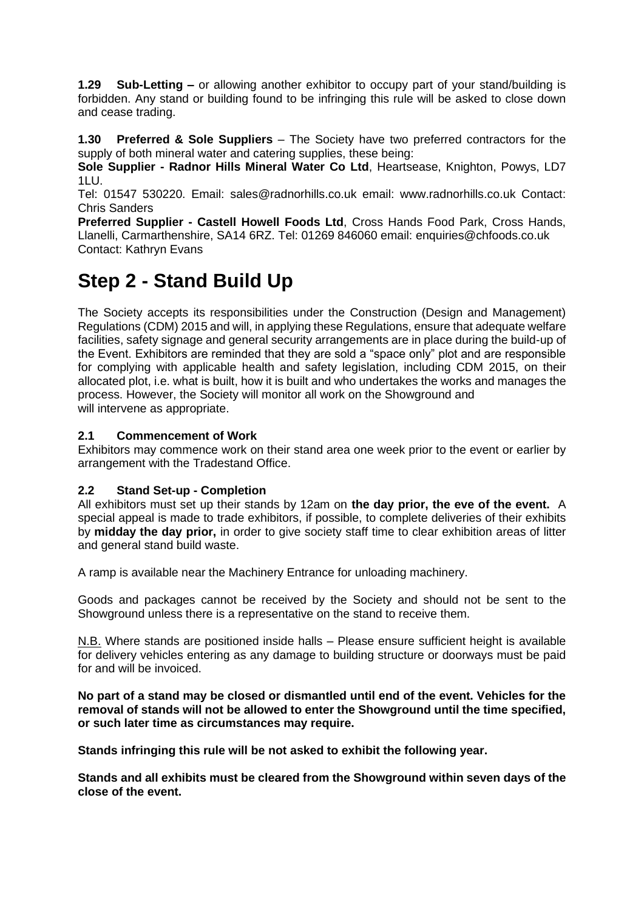**1.29 Sub-Letting –** or allowing another exhibitor to occupy part of your stand/building is forbidden. Any stand or building found to be infringing this rule will be asked to close down and cease trading.

**1.30 Preferred & Sole Suppliers** – The Society have two preferred contractors for the supply of both mineral water and catering supplies, these being:

**Sole Supplier - Radnor Hills Mineral Water Co Ltd**, Heartsease, Knighton, Powys, LD7 1LU.

Tel: 01547 530220. Email: sales@radnorhills.co.uk email: www.radnorhills.co.uk Contact: Chris Sanders

**Preferred Supplier - Castell Howell Foods Ltd**, Cross Hands Food Park, Cross Hands, Llanelli, Carmarthenshire, SA14 6RZ. Tel: 01269 846060 email: enquiries@chfoods.co.uk Contact: Kathryn Evans

# Step 2 - Stand Build Up

The Society accepts its responsibilities under the Construction (Design and Management) Regulations (CDM) 2015 and will, in applying these Regulations, ensure that adequate welfare facilities, safety signage and general security arrangements are in place during the build-up of the Event. Exhibitors are reminded that they are sold a "space only" plot and are responsible for complying with applicable health and safety legislation, including CDM 2015, on their allocated plot, i.e. what is built, how it is built and who undertakes the works and manages the process. However, the Society will monitor all work on the Showground and will intervene as appropriate.

### 2.1 Commencement of Work

Exhibitors may commence work on their stand area one week prior to the event or earlier by arrangement with the Tradestand Office.

### 2.2 Stand Set-up - Completion

All exhibitors must set up their stands by 12am on **the day prior, the eve of the event.** A special appeal is made to trade exhibitors, if possible, to complete deliveries of their exhibits by **midday the day prior,** in order to give society staff time to clear exhibition areas of litter and general stand build waste.

A ramp is available near the Machinery Entrance for unloading machinery.

Goods and packages cannot be received by the Society and should not be sent to the Showground unless there is a representative on the stand to receive them.

N.B. Where stands are positioned inside halls – Please ensure sufficient height is available for delivery vehicles entering as any damage to building structure or doorways must be paid for and will be invoiced.

**No part of a stand may be closed or dismantled until end of the event. Vehicles for the removal of stands will not be allowed to enter the Showground until the time specified, or such later time as circumstances may require.**

**Stands infringing this rule will be not asked to exhibit the following year.**

**Stands and all exhibits must be cleared from the Showground within seven days of the close of the event.**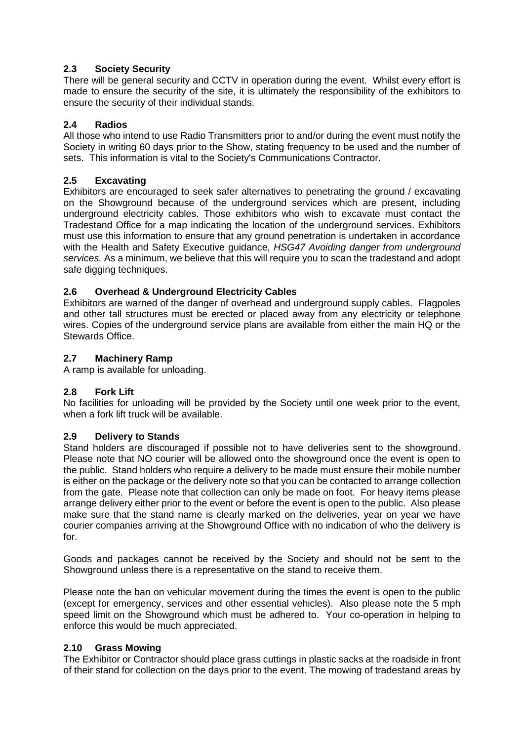### 2.3 Society Security

There will be general security and CCTV in operation during the event. Whilst every effort is made to ensure the security of the site, it is ultimately the responsibility of the exhibitors to ensure the security of their individual stands.

### 2.4 Radios

All those who intend to use Radio Transmitters prior to and/or during the event must notify the Society in writing 60 days prior to the Show, stating frequency to be used and the number of sets. This information is vital to the Society's Communications Contractor.

### 2.5 Excavating

Exhibitors are encouraged to seek safer alternatives to penetrating the ground / excavating on the Showground because of the underground services which are present, including underground electricity cables. Those exhibitors who wish to excavate must contact the Tradestand Office for a map indicating the location of the underground services. Exhibitors must use this information to ensure that any ground penetration is undertaken in accordance with the Health and Safety Executive guidance, *HSG47 Avoiding danger from underground services.* As a minimum, we believe that this will require you to scan the tradestand and adopt safe digging techniques.

### 2.6 Overhead & Underground Electricity Cables

Exhibitors are warned of the danger of overhead and underground supply cables. Flagpoles and other tall structures must be erected or placed away from any electricity or telephone wires. Copies of the underground service plans are available from either the main HQ or the Stewards Office.

### 2.7 Machinery Ramp

A ramp is available for unloading.

### 2.8 Fork Lift

No facilities for unloading will be provided by the Society until one week prior to the event, when a fork lift truck will be available.

### 2.9 Delivery to Stands

Stand holders are discouraged if possible not to have deliveries sent to the showground. Please note that NO courier will be allowed onto the showground once the event is open to the public. Stand holders who require a delivery to be made must ensure their mobile number is either on the package or the delivery note so that you can be contacted to arrange collection from the gate. Please note that collection can only be made on foot. For heavy items please arrange delivery either prior to the event or before the event is open to the public. Also please make sure that the stand name is clearly marked on the deliveries, year on year we have courier companies arriving at the Showground Office with no indication of who the delivery is for.

Goods and packages cannot be received by the Society and should not be sent to the Showground unless there is a representative on the stand to receive them.

Please note the ban on vehicular movement during the times the event is open to the public (except for emergency, services and other essential vehicles). Also please note the 5 mph speed limit on the Showground which must be adhered to. Your co-operation in helping to enforce this would be much appreciated.

### 2.10 Grass Mowing

The Exhibitor or Contractor should place grass cuttings in plastic sacks at the roadside in front of their stand for collection on the days prior to the event. The mowing of tradestand areas by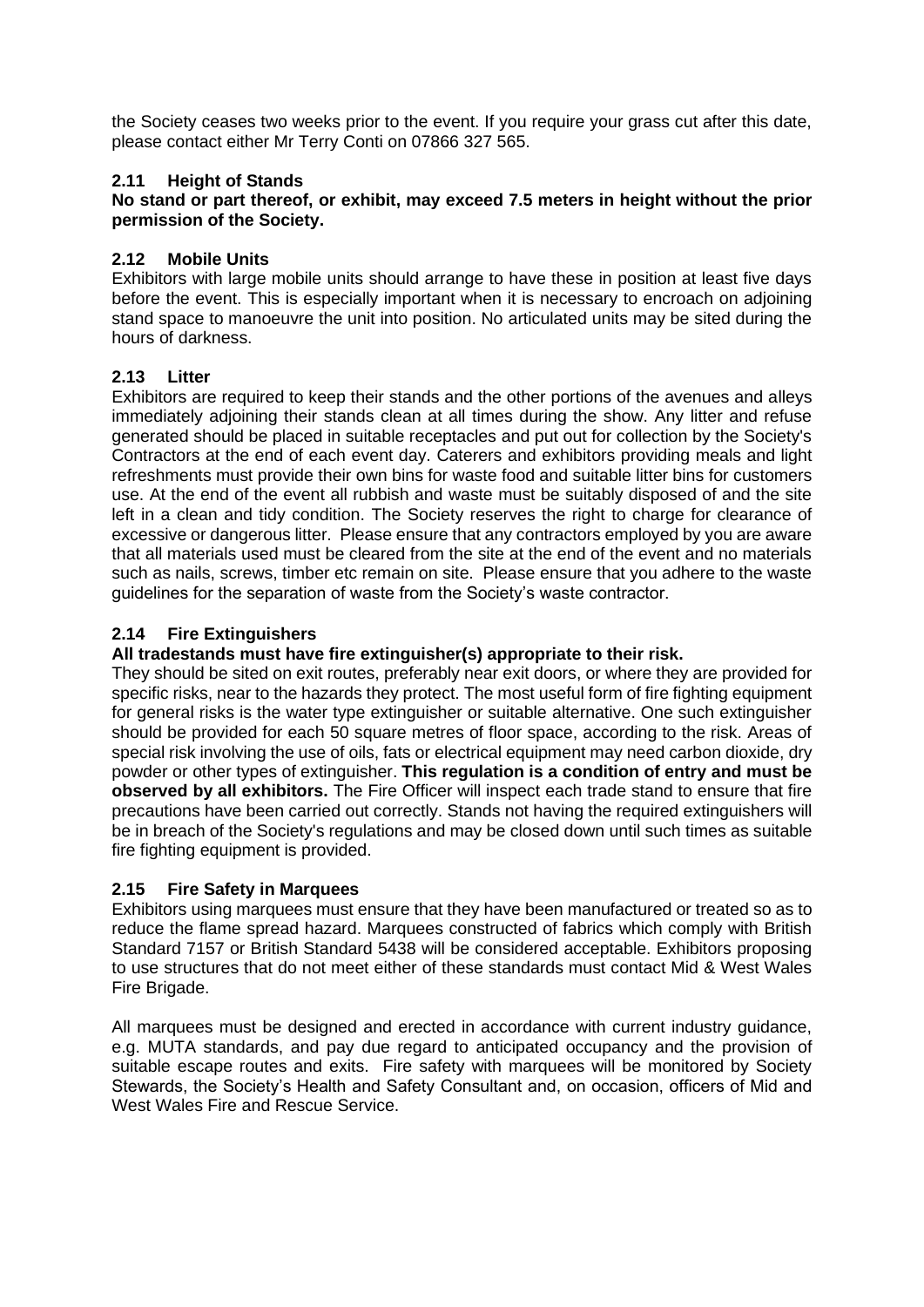the Society ceases two weeks prior to the event. If you require your grass cut after this date, please contact either Mr Terry Conti on 07866 327 565.

### 2.11 Height of Stands

**No stand or part thereof, or exhibit, may exceed 7.5 meters in height without the prior permission of the Society.**

### 2.12 Mobile Units

Exhibitors with large mobile units should arrange to have these in position at least five days before the event. This is especially important when it is necessary to encroach on adjoining stand space to manoeuvre the unit into position. No articulated units may be sited during the hours of darkness.

### 2.13 Litter

Exhibitors are required to keep their stands and the other portions of the avenues and alleys immediately adjoining their stands clean at all times during the show. Any litter and refuse generated should be placed in suitable receptacles and put out for collection by the Society's Contractors at the end of each event day. Caterers and exhibitors providing meals and light refreshments must provide their own bins for waste food and suitable litter bins for customers use. At the end of the event all rubbish and waste must be suitably disposed of and the site left in a clean and tidy condition. The Society reserves the right to charge for clearance of excessive or dangerous litter. Please ensure that any contractors employed by you are aware that all materials used must be cleared from the site at the end of the event and no materials such as nails, screws, timber etc remain on site. Please ensure that you adhere to the waste guidelines for the separation of waste from the Society's waste contractor.

### 2.14 Fire Extinguishers

**All tradestands must have fire extinguisher(s) appropriate to their risk.**

They should be sited on exit routes, preferably near exit doors, or where they are provided for specific risks, near to the hazards they protect. The most useful form of fire fighting equipment for general risks is the water type extinguisher or suitable alternative. One such extinguisher should be provided for each 50 square metres of floor space, according to the risk. Areas of special risk involving the use of oils, fats or electrical equipment may need carbon dioxide, dry powder or other types of extinguisher. **This regulation is a condition of entry and must be observed by all exhibitors.** The Fire Officer will inspect each trade stand to ensure that fire precautions have been carried out correctly. Stands not having the required extinguishers will be in breach of the Society's regulations and may be closed down until such times as suitable fire fighting equipment is provided.

### 2.15 Fire Safety in Marquees

Exhibitors using marquees must ensure that they have been manufactured or treated so as to reduce the flame spread hazard. Marquees constructed of fabrics which comply with British Standard 7157 or British Standard 5438 will be considered acceptable. Exhibitors proposing to use structures that do not meet either of these standards must contact Mid & West Wales Fire Brigade.

All marquees must be designed and erected in accordance with current industry guidance, e.g. MUTA standards, and pay due regard to anticipated occupancy and the provision of suitable escape routes and exits. Fire safety with marquees will be monitored by Society Stewards, the Society's Health and Safety Consultant and, on occasion, officers of Mid and West Wales Fire and Rescue Service.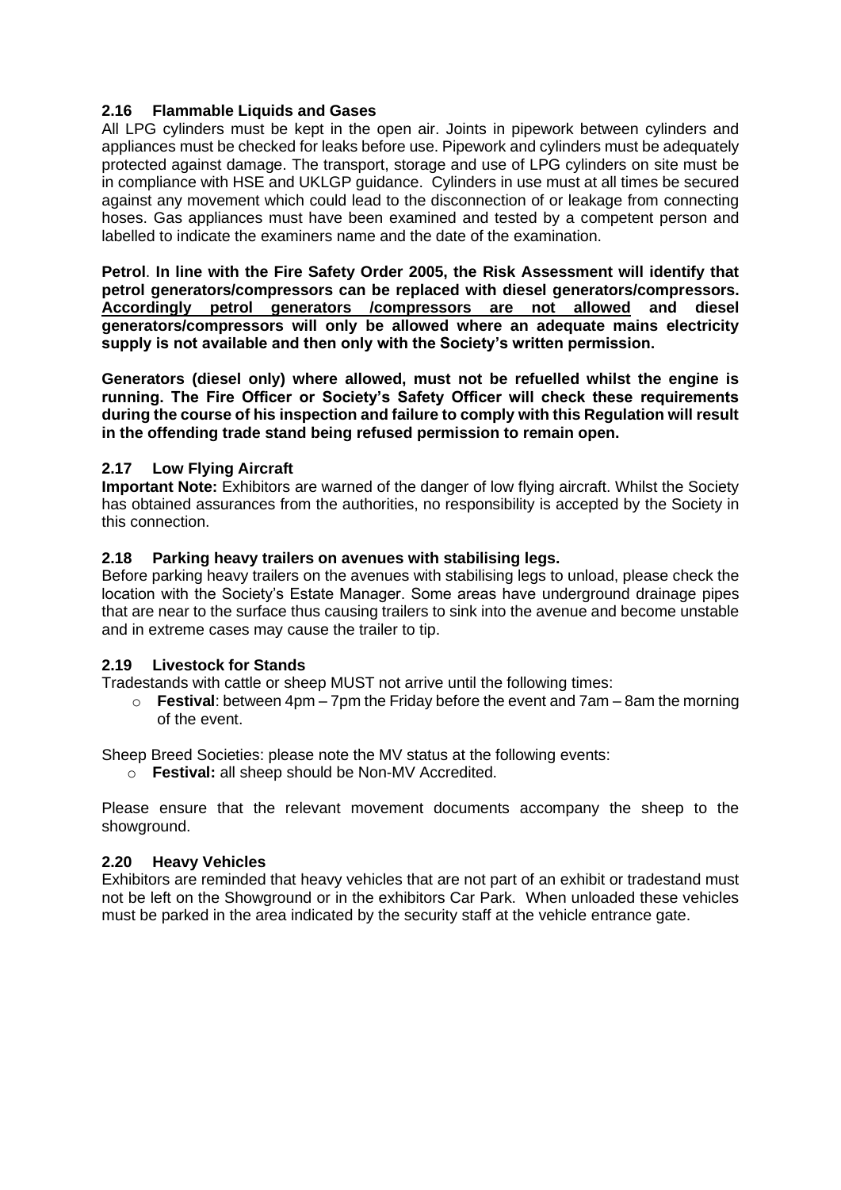### 2.16 Flammable Liquids and Gases

All LPG cylinders must be kept in the open air. Joints in pipework between cylinders and appliances must be checked for leaks before use. Pipework and cylinders must be adequately protected against damage. The transport, storage and use of LPG cylinders on site must be in compliance with HSE and UKLGP guidance. Cylinders in use must at all times be secured against any movement which could lead to the disconnection of or leakage from connecting hoses. Gas appliances must have been examined and tested by a competent person and labelled to indicate the examiners name and the date of the examination.

**Petrol**. **In line with the Fire Safety Order 2005, the Risk Assessment will identify that petrol generators/compressors can be replaced with diesel generators/compressors. <u>Accordingly petrol generators /compressors are not allowed</u> and diesel generators/compressors will only be allowed where an adequate mains electricity supply is not available and then only with the Society's written permission.**

**Generators (diesel only) where allowed, must not be refuelled whilst the engine is running. The Fire Officer or Society's Safety Officer will check these requirements during the course of his inspection and failure to comply with this Regulation will result in the offending trade stand being refused permission to remain open.**

### 2.17 Low Flying Aircraft

**Important Note:** Exhibitors are warned of the danger of low flying aircraft. Whilst the Society has obtained assurances from the authorities, no responsibility is accepted by the Society in this connection.

### 2.18 Parking heavy trailers on avenues with stabilising legs.

Before parking heavy trailers on the avenues with stabilising legs to unload, please check the location with the Society's Estate Manager. Some areas have underground drainage pipes that are near to the surface thus causing trailers to sink into the avenue and become unstable and in extreme cases may cause the trailer to tip.

### 2.19 Livestock for Stands

Tradestands with cattle or sheep MUST not arrive until the following times:

- **Festival**: between 4pm – 7pm the Friday before the event and 7am – 8am the morning of the event.

Sheep Breed Societies: please note the MV status at the following events:

- **Festival:** all sheep should be Non-MV Accredited.

Please ensure that the relevant movement documents accompany the sheep to the showground.

### 2.20 Heavy Vehicles

Exhibitors are reminded that heavy vehicles that are not part of an exhibit or tradestand must not be left on the Showground or in the exhibitors Car Park. When unloaded these vehicles must be parked in the area indicated by the security staff at the vehicle entrance gate.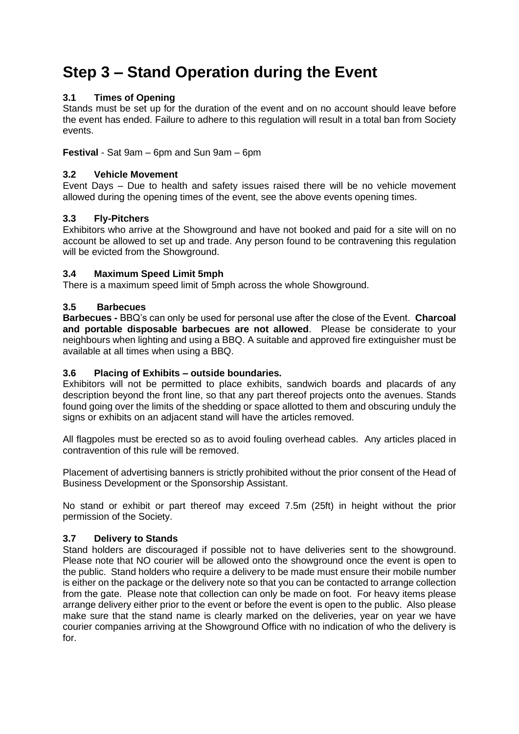# Step 3 – Stand Operation during the Event

### 3.1 Times of Opening

Stands must be set up for the duration of the event and on no account should leave before the event has ended. Failure to adhere to this regulation will result in a total ban from Society events.

**Festival** - Sat 9am – 6pm and Sun 9am – 6pm

### 3.2 Vehicle Movement

Event Days – Due to health and safety issues raised there will be no vehicle movement allowed during the opening times of the event, see the above events opening times.

### 3.3 Fly-Pitchers

Exhibitors who arrive at the Showground and have not booked and paid for a site will on no account be allowed to set up and trade. Any person found to be contravening this regulation will be evicted from the Showground.

### 3.4 Maximum Speed Limit 5mph

There is a maximum speed limit of 5mph across the whole Showground.

### 3.5 Barbecues

**Barbecues -** BBQ's can only be used for personal use after the close of the Event. **Charcoal and portable disposable barbecues are not allowed**. Please be considerate to your neighbours when lighting and using a BBQ. A suitable and approved fire extinguisher must be available at all times when using a BBQ.

### 3.6 Placing of Exhibits – outside boundaries.

Exhibitors will not be permitted to place exhibits, sandwich boards and placards of any description beyond the front line, so that any part thereof projects onto the avenues. Stands found going over the limits of the shedding or space allotted to them and obscuring unduly the signs or exhibits on an adjacent stand will have the articles removed.

All flagpoles must be erected so as to avoid fouling overhead cables. Any articles placed in contravention of this rule will be removed.

Placement of advertising banners is strictly prohibited without the prior consent of the Head of Business Development or the Sponsorship Assistant.

No stand or exhibit or part thereof may exceed 7.5m (25ft) in height without the prior permission of the Society.

### 3.7 Delivery to Stands

Stand holders are discouraged if possible not to have deliveries sent to the showground. Please note that NO courier will be allowed onto the showground once the event is open to the public. Stand holders who require a delivery to be made must ensure their mobile number is either on the package or the delivery note so that you can be contacted to arrange collection from the gate. Please note that collection can only be made on foot. For heavy items please arrange delivery either prior to the event or before the event is open to the public. Also please make sure that the stand name is clearly marked on the deliveries, year on year we have courier companies arriving at the Showground Office with no indication of who the delivery is for.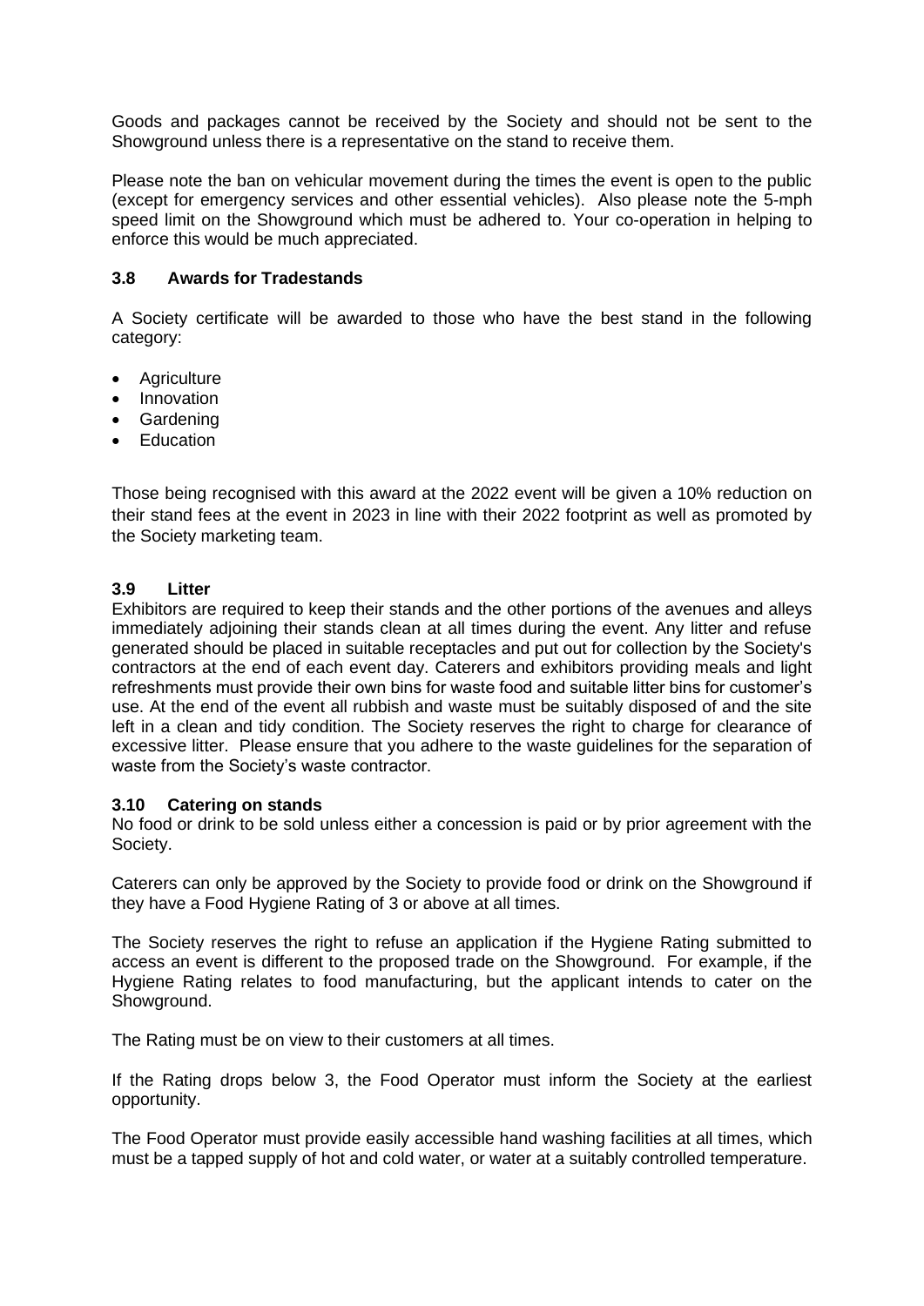Goods and packages cannot be received by the Society and should not be sent to the Showground unless there is a representative on the stand to receive them.

Please note the ban on vehicular movement during the times the event is open to the public (except for emergency services and other essential vehicles). Also please note the 5-mph speed limit on the Showground which must be adhered to. Your co-operation in helping to enforce this would be much appreciated.

### 3.8 Awards for Tradestands

A Society certificate will be awarded to those who have the best stand in the following category:

- Agriculture
- Innovation
- Gardening
- Education

Those being recognised with this award at the 2022 event will be given a 10% reduction on their stand fees at the event in 2023 in line with their 2022 footprint as well as promoted by the Society marketing team.

### 3.9 Litter

Exhibitors are required to keep their stands and the other portions of the avenues and alleys immediately adjoining their stands clean at all times during the event. Any litter and refuse generated should be placed in suitable receptacles and put out for collection by the Society's contractors at the end of each event day. Caterers and exhibitors providing meals and light refreshments must provide their own bins for waste food and suitable litter bins for customer's use. At the end of the event all rubbish and waste must be suitably disposed of and the site left in a clean and tidy condition. The Society reserves the right to charge for clearance of excessive litter. Please ensure that you adhere to the waste guidelines for the separation of waste from the Society's waste contractor.

### 3.10 Catering on stands

No food or drink to be sold unless either a concession is paid or by prior agreement with the Society.

Caterers can only be approved by the Society to provide food or drink on the Showground if they have a Food Hygiene Rating of 3 or above at all times.

The Society reserves the right to refuse an application if the Hygiene Rating submitted to access an event is different to the proposed trade on the Showground. For example, if the Hygiene Rating relates to food manufacturing, but the applicant intends to cater on the Showground.

The Rating must be on view to their customers at all times.

If the Rating drops below 3, the Food Operator must inform the Society at the earliest opportunity.

The Food Operator must provide easily accessible hand washing facilities at all times, which must be a tapped supply of hot and cold water, or water at a suitably controlled temperature.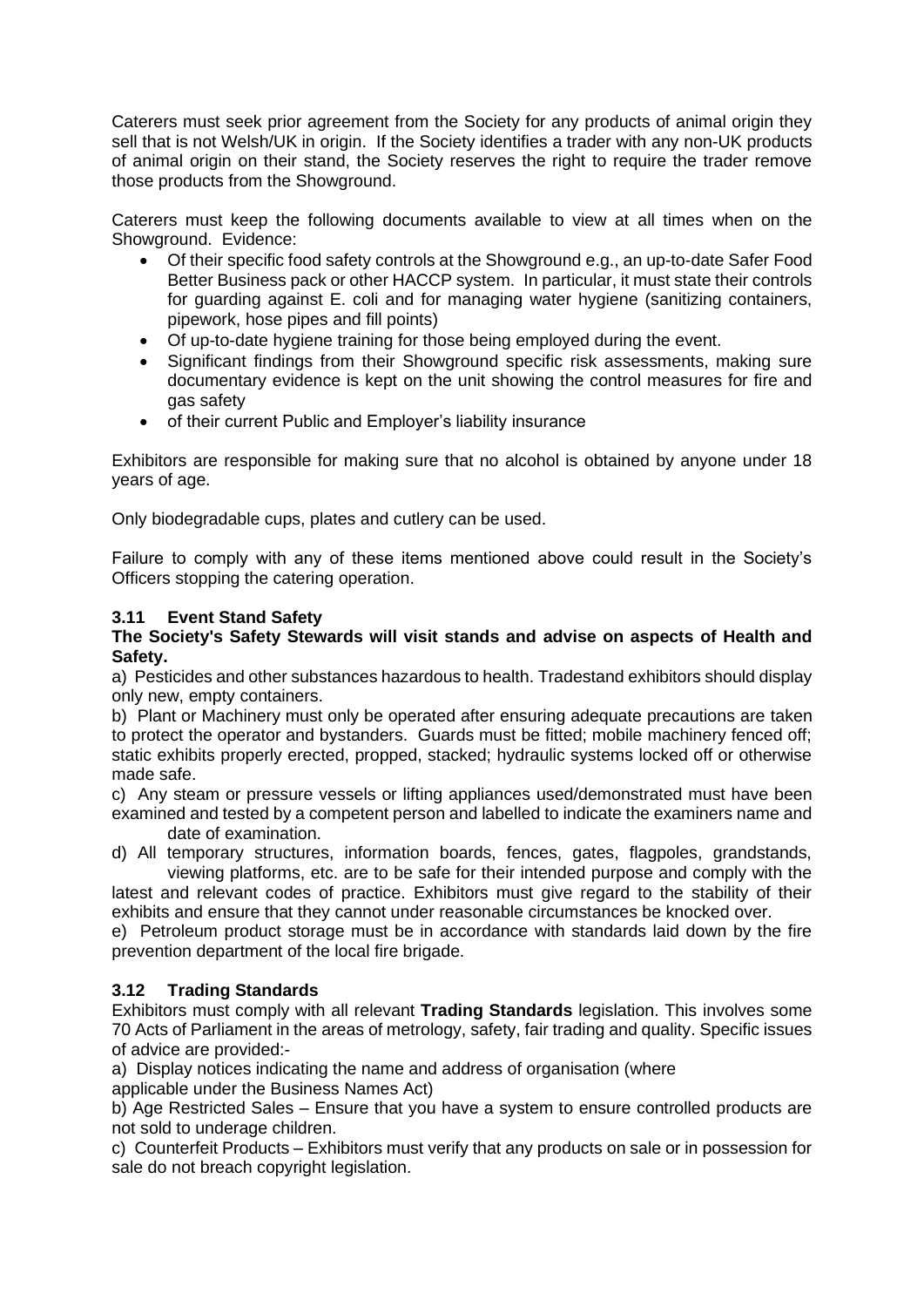Caterers must seek prior agreement from the Society for any products of animal origin they sell that is not Welsh/UK in origin. If the Society identifies a trader with any non-UK products of animal origin on their stand, the Society reserves the right to require the trader remove those products from the Showground.

Caterers must keep the following documents available to view at all times when on the Showground. Evidence:

- Of their specific food safety controls at the Showground e.g., an up-to-date Safer Food Better Business pack or other HACCP system. In particular, it must state their controls for guarding against E. coli and for managing water hygiene (sanitizing containers, pipework, hose pipes and fill points)
- Of up-to-date hygiene training for those being employed during the event.
- Significant findings from their Showground specific risk assessments, making sure documentary evidence is kept on the unit showing the control measures for fire and gas safety
- of their current Public and Employer's liability insurance

Exhibitors are responsible for making sure that no alcohol is obtained by anyone under 18 years of age.

Only biodegradable cups, plates and cutlery can be used.

Failure to comply with any of these items mentioned above could result in the Society's Officers stopping the catering operation.

### 3.11 Event Stand Safety

**The Society's Safety Stewards will visit stands and advise on aspects of Health and Safety.**

a) Pesticides and other substances hazardous to health. Tradestand exhibitors should display only new, empty containers.

b) Plant or Machinery must only be operated after ensuring adequate precautions are taken to protect the operator and bystanders. Guards must be fitted; mobile machinery fenced off; static exhibits properly erected, propped, stacked; hydraulic systems locked off or otherwise made safe.

c) Any steam or pressure vessels or lifting appliances used/demonstrated must have been examined and tested by a competent person and labelled to indicate the examiners name and date of examination.

d) All temporary structures, information boards, fences, gates, flagpoles, grandstands, viewing platforms, etc. are to be safe for their intended purpose and comply with the latest and relevant codes of practice. Exhibitors must give regard to the stability of their exhibits and ensure that they cannot under reasonable circumstances be knocked over.

e) Petroleum product storage must be in accordance with standards laid down by the fire prevention department of the local fire brigade.

### 3.12 Trading Standards

Exhibitors must comply with all relevant **Trading Standards** legislation. This involves some 70 Acts of Parliament in the areas of metrology, safety, fair trading and quality. Specific issues of advice are provided:-

a) Display notices indicating the name and address of organisation (where applicable under the Business Names Act)

b) Age Restricted Sales – Ensure that you have a system to ensure controlled products are not sold to underage children.

c) Counterfeit Products – Exhibitors must verify that any products on sale or in possession for sale do not breach copyright legislation.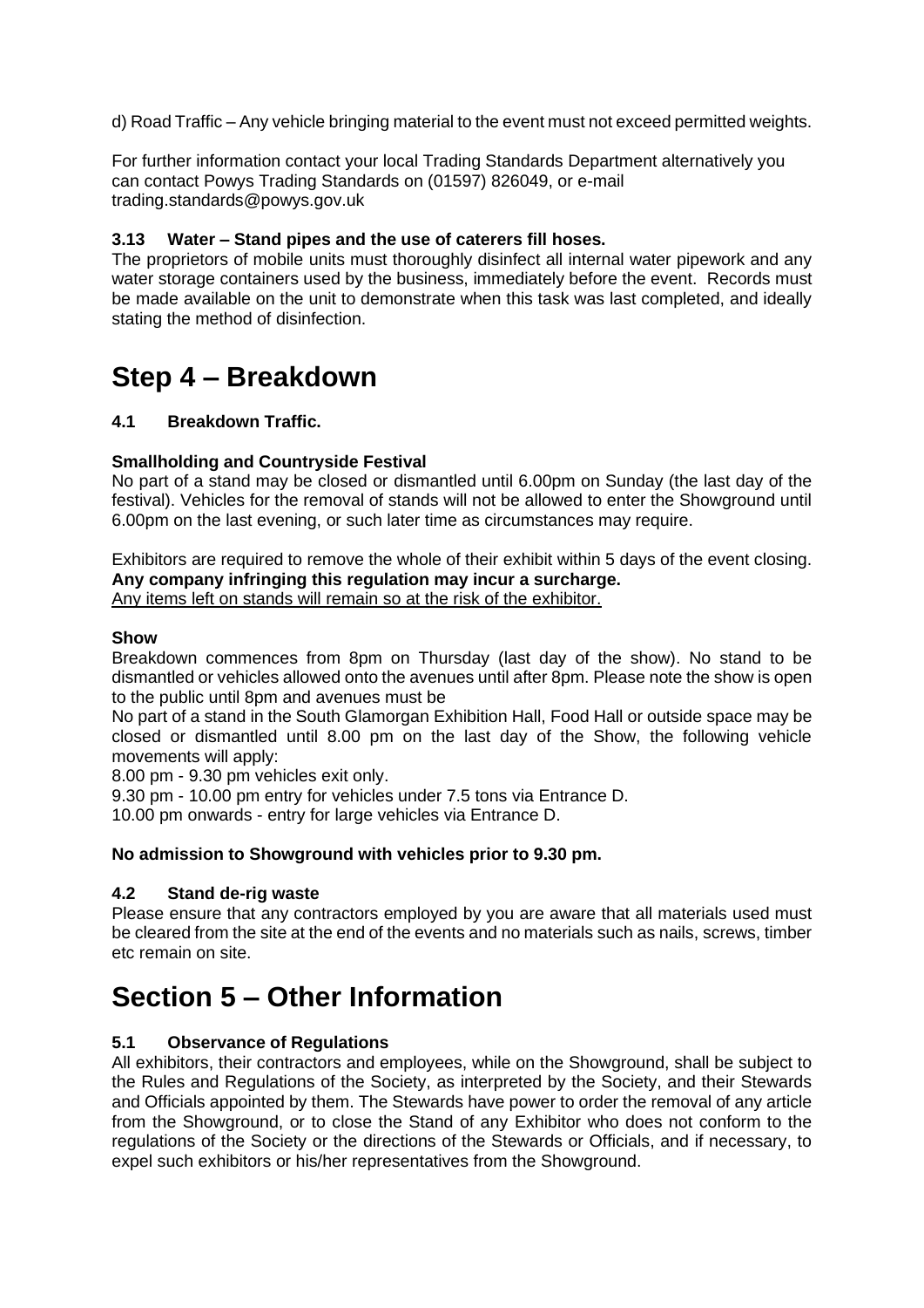d) Road Traffic – Any vehicle bringing material to the event must not exceed permitted weights.

For further information contact your local Trading Standards Department alternatively you can contact Powys Trading Standards on (01597) 826049, or e-mail trading.standards@powys.gov.uk

### 3.13 Water – Stand pipes and the use of caterers fill hoses.

The proprietors of mobile units must thoroughly disinfect all internal water pipework and any water storage containers used by the business, immediately before the event. Records must be made available on the unit to demonstrate when this task was last completed, and ideally stating the method of disinfection.

# Step 4 – Breakdown

### 4.1 Breakdown Traffic.

**Smallholding and Countryside Festival**

No part of a stand may be closed or dismantled until 6.00pm on Sunday (the last day of the festival). Vehicles for the removal of stands will not be allowed to enter the Showground until 6.00pm on the last evening, or such later time as circumstances may require.

Exhibitors are required to remove the whole of their exhibit within 5 days of the event closing.
**Any company infringing this regulation may incur a surcharge.**
Any items left on stands will remain so at the risk of the exhibitor.

**Show**

Breakdown commences from 8pm on Thursday (last day of the show). No stand to be dismantled or vehicles allowed onto the avenues until after 8pm. Please note the show is open to the public until 8pm and avenues must be

No part of a stand in the South Glamorgan Exhibition Hall, Food Hall or outside space may be closed or dismantled until 8.00 pm on the last day of the Show, the following vehicle movements will apply:

8.00 pm - 9.30 pm vehicles exit only.

9.30 pm - 10.00 pm entry for vehicles under 7.5 tons via Entrance D.

10.00 pm onwards - entry for large vehicles via Entrance D.

**No admission to Showground with vehicles prior to 9.30 pm.**

### 4.2 Stand de-rig waste

Please ensure that any contractors employed by you are aware that all materials used must be cleared from the site at the end of the events and no materials such as nails, screws, timber etc remain on site.

# Section 5 – Other Information

### 5.1 Observance of Regulations

All exhibitors, their contractors and employees, while on the Showground, shall be subject to the Rules and Regulations of the Society, as interpreted by the Society, and their Stewards and Officials appointed by them. The Stewards have power to order the removal of any article from the Showground, or to close the Stand of any Exhibitor who does not conform to the regulations of the Society or the directions of the Stewards or Officials, and if necessary, to expel such exhibitors or his/her representatives from the Showground.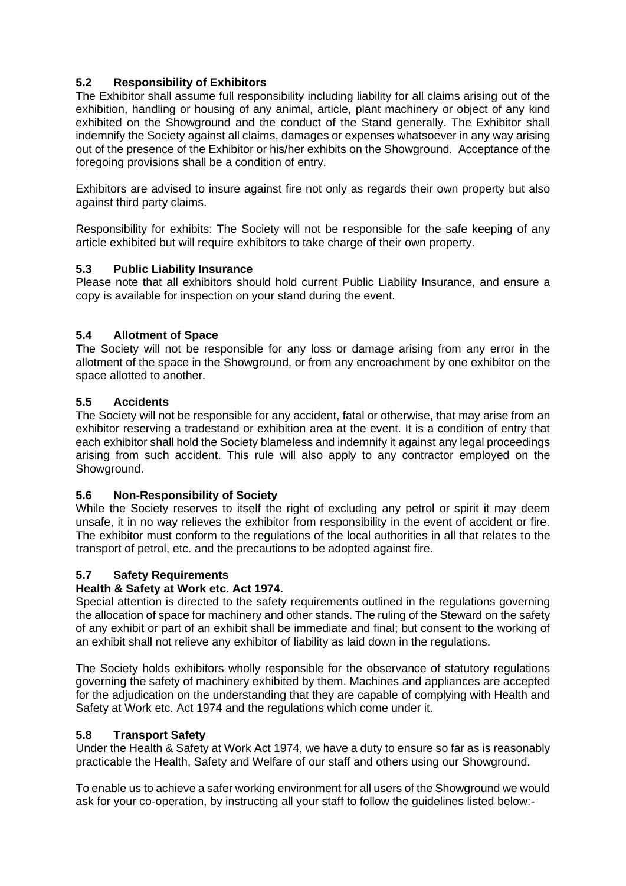### 5.2 Responsibility of Exhibitors

The Exhibitor shall assume full responsibility including liability for all claims arising out of the exhibition, handling or housing of any animal, article, plant machinery or object of any kind exhibited on the Showground and the conduct of the Stand generally. The Exhibitor shall indemnify the Society against all claims, damages or expenses whatsoever in any way arising out of the presence of the Exhibitor or his/her exhibits on the Showground. Acceptance of the foregoing provisions shall be a condition of entry.

Exhibitors are advised to insure against fire not only as regards their own property but also against third party claims.

Responsibility for exhibits: The Society will not be responsible for the safe keeping of any article exhibited but will require exhibitors to take charge of their own property.

### 5.3 Public Liability Insurance

Please note that all exhibitors should hold current Public Liability Insurance, and ensure a copy is available for inspection on your stand during the event.

### 5.4 Allotment of Space

The Society will not be responsible for any loss or damage arising from any error in the allotment of the space in the Showground, or from any encroachment by one exhibitor on the space allotted to another.

### 5.5 Accidents

The Society will not be responsible for any accident, fatal or otherwise, that may arise from an exhibitor reserving a tradestand or exhibition area at the event. It is a condition of entry that each exhibitor shall hold the Society blameless and indemnify it against any legal proceedings arising from such accident. This rule will also apply to any contractor employed on the Showground.

### 5.6 Non-Responsibility of Society

While the Society reserves to itself the right of excluding any petrol or spirit it may deem unsafe, it in no way relieves the exhibitor from responsibility in the event of accident or fire. The exhibitor must conform to the regulations of the local authorities in all that relates to the transport of petrol, etc. and the precautions to be adopted against fire.

### 5.7 Safety Requirements

**Health & Safety at Work etc. Act 1974.**

Special attention is directed to the safety requirements outlined in the regulations governing the allocation of space for machinery and other stands. The ruling of the Steward on the safety of any exhibit or part of an exhibit shall be immediate and final; but consent to the working of an exhibit shall not relieve any exhibitor of liability as laid down in the regulations.

The Society holds exhibitors wholly responsible for the observance of statutory regulations governing the safety of machinery exhibited by them. Machines and appliances are accepted for the adjudication on the understanding that they are capable of complying with Health and Safety at Work etc. Act 1974 and the regulations which come under it.

### 5.8 Transport Safety

Under the Health & Safety at Work Act 1974, we have a duty to ensure so far as is reasonably practicable the Health, Safety and Welfare of our staff and others using our Showground.

To enable us to achieve a safer working environment for all users of the Showground we would ask for your co-operation, by instructing all your staff to follow the guidelines listed below:-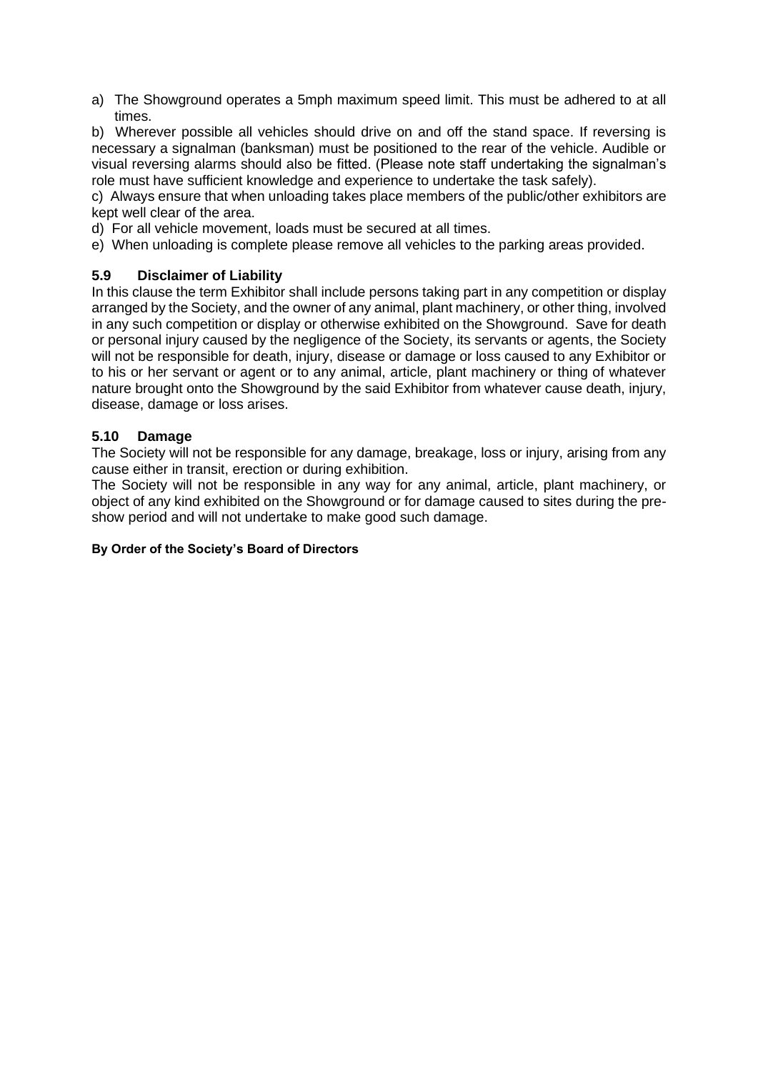a) The Showground operates a 5mph maximum speed limit. This must be adhered to at all times.

b) Wherever possible all vehicles should drive on and off the stand space. If reversing is necessary a signalman (banksman) must be positioned to the rear of the vehicle. Audible or visual reversing alarms should also be fitted. (Please note staff undertaking the signalman's role must have sufficient knowledge and experience to undertake the task safely).

c) Always ensure that when unloading takes place members of the public/other exhibitors are kept well clear of the area.

d) For all vehicle movement, loads must be secured at all times.

e) When unloading is complete please remove all vehicles to the parking areas provided.

### 5.9 Disclaimer of Liability

In this clause the term Exhibitor shall include persons taking part in any competition or display arranged by the Society, and the owner of any animal, plant machinery, or other thing, involved in any such competition or display or otherwise exhibited on the Showground. Save for death or personal injury caused by the negligence of the Society, its servants or agents, the Society will not be responsible for death, injury, disease or damage or loss caused to any Exhibitor or to his or her servant or agent or to any animal, article, plant machinery or thing of whatever nature brought onto the Showground by the said Exhibitor from whatever cause death, injury, disease, damage or loss arises.

### 5.10 Damage

The Society will not be responsible for any damage, breakage, loss or injury, arising from any cause either in transit, erection or during exhibition.

The Society will not be responsible in any way for any animal, article, plant machinery, or object of any kind exhibited on the Showground or for damage caused to sites during the pre-show period and will not undertake to make good such damage.

**By Order of the Society's Board of Directors**